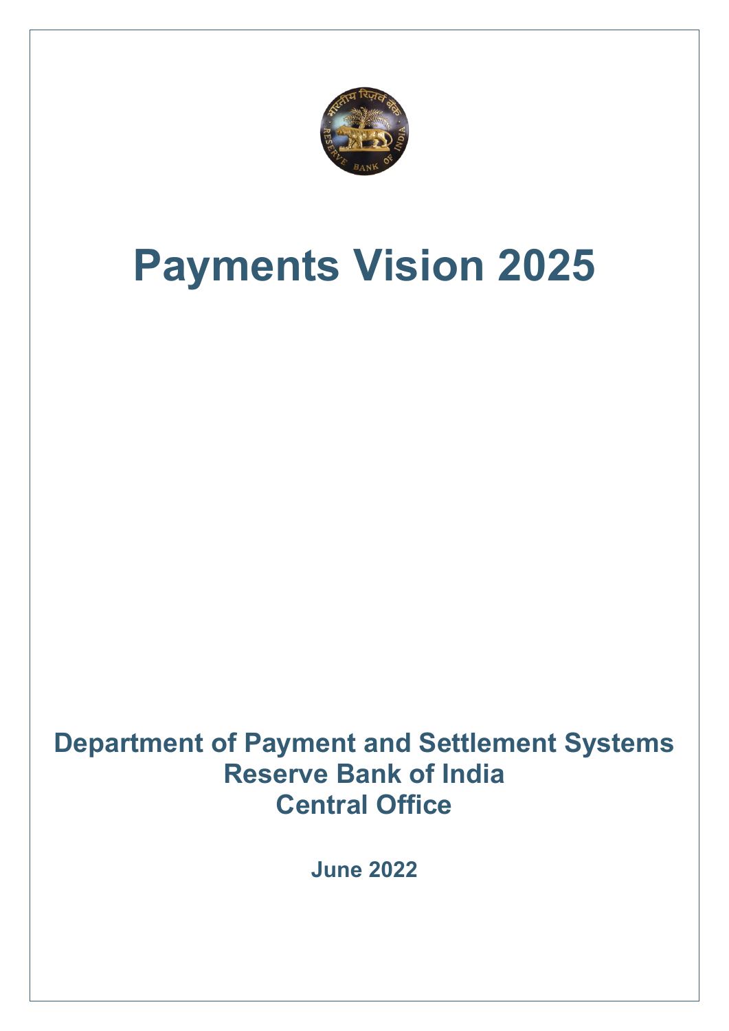# Payments Vision 2025

**Department of Payment and Settlement Systems**
**Reserve Bank of India**
**Central Office**

**June 2022**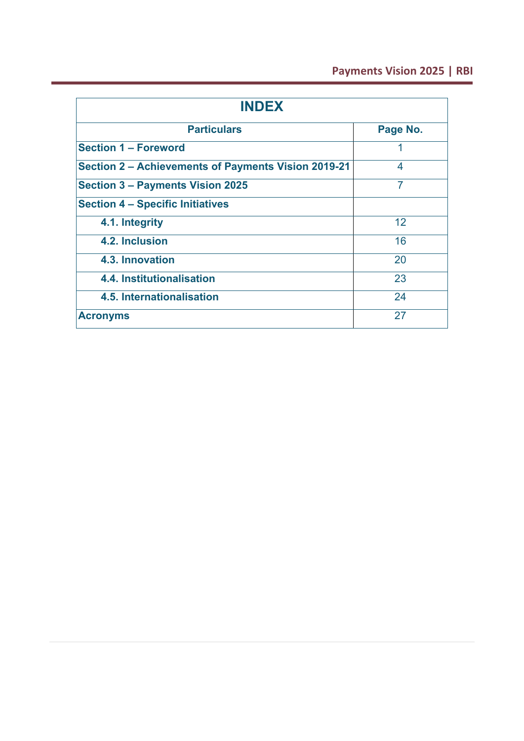| INDEX | |
|---|---|
| **Particulars** | **Page No.** |
| **Section 1 – Foreword** | 1 |
| **Section 2 – Achievements of Payments Vision 2019-21** | 4 |
| **Section 3 – Payments Vision 2025** | 7 |
| **Section 4 – Specific Initiatives** | |
| **4.1. Integrity** | 12 |
| **4.2. Inclusion** | 16 |
| **4.3. Innovation** | 20 |
| **4.4. Institutionalisation** | 23 |
| **4.5. Internationalisation** | 24 |
| **Acronyms** | 27 |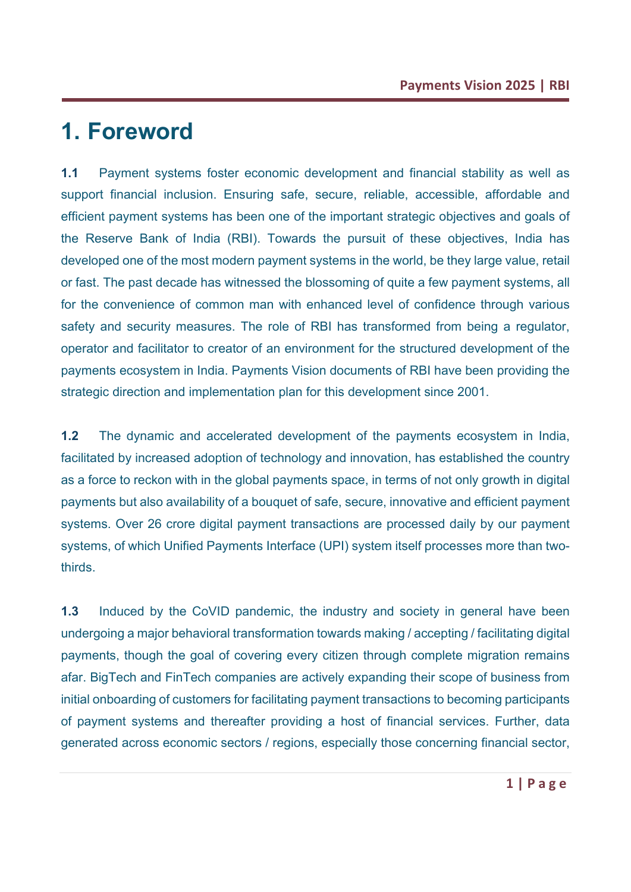# 1. Foreword

**1.1** Payment systems foster economic development and financial stability as well as support financial inclusion. Ensuring safe, secure, reliable, accessible, affordable and efficient payment systems has been one of the important strategic objectives and goals of the Reserve Bank of India (RBI). Towards the pursuit of these objectives, India has developed one of the most modern payment systems in the world, be they large value, retail or fast. The past decade has witnessed the blossoming of quite a few payment systems, all for the convenience of common man with enhanced level of confidence through various safety and security measures. The role of RBI has transformed from being a regulator, operator and facilitator to creator of an environment for the structured development of the payments ecosystem in India. Payments Vision documents of RBI have been providing the strategic direction and implementation plan for this development since 2001.

**1.2** The dynamic and accelerated development of the payments ecosystem in India, facilitated by increased adoption of technology and innovation, has established the country as a force to reckon with in the global payments space, in terms of not only growth in digital payments but also availability of a bouquet of safe, secure, innovative and efficient payment systems. Over 26 crore digital payment transactions are processed daily by our payment systems, of which Unified Payments Interface (UPI) system itself processes more than two-thirds.

**1.3** Induced by the CoVID pandemic, the industry and society in general have been undergoing a major behavioral transformation towards making / accepting / facilitating digital payments, though the goal of covering every citizen through complete migration remains afar. BigTech and FinTech companies are actively expanding their scope of business from initial onboarding of customers for facilitating payment transactions to becoming participants of payment systems and thereafter providing a host of financial services. Further, data generated across economic sectors / regions, especially those concerning financial sector,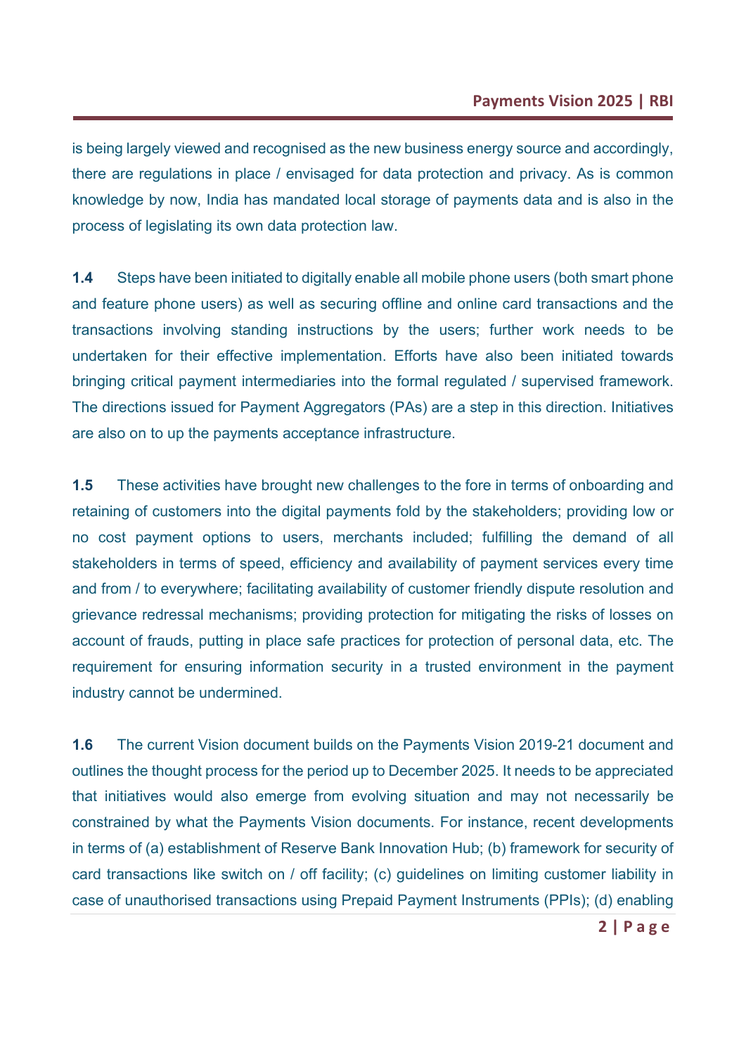is being largely viewed and recognised as the new business energy source and accordingly, there are regulations in place / envisaged for data protection and privacy. As is common knowledge by now, India has mandated local storage of payments data and is also in the process of legislating its own data protection law.

**1.4** Steps have been initiated to digitally enable all mobile phone users (both smart phone and feature phone users) as well as securing offline and online card transactions and the transactions involving standing instructions by the users; further work needs to be undertaken for their effective implementation. Efforts have also been initiated towards bringing critical payment intermediaries into the formal regulated / supervised framework. The directions issued for Payment Aggregators (PAs) are a step in this direction. Initiatives are also on to up the payments acceptance infrastructure.

**1.5** These activities have brought new challenges to the fore in terms of onboarding and retaining of customers into the digital payments fold by the stakeholders; providing low or no cost payment options to users, merchants included; fulfilling the demand of all stakeholders in terms of speed, efficiency and availability of payment services every time and from / to everywhere; facilitating availability of customer friendly dispute resolution and grievance redressal mechanisms; providing protection for mitigating the risks of losses on account of frauds, putting in place safe practices for protection of personal data, etc. The requirement for ensuring information security in a trusted environment in the payment industry cannot be undermined.

**1.6** The current Vision document builds on the Payments Vision 2019-21 document and outlines the thought process for the period up to December 2025. It needs to be appreciated that initiatives would also emerge from evolving situation and may not necessarily be constrained by what the Payments Vision documents. For instance, recent developments in terms of (a) establishment of Reserve Bank Innovation Hub; (b) framework for security of card transactions like switch on / off facility; (c) guidelines on limiting customer liability in case of unauthorised transactions using Prepaid Payment Instruments (PPIs); (d) enabling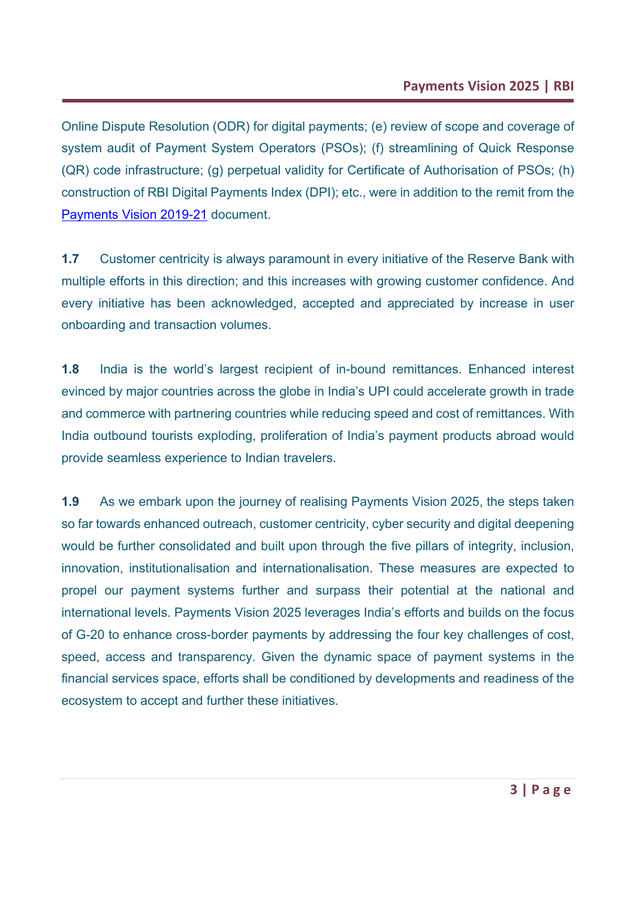Online Dispute Resolution (ODR) for digital payments; (e) review of scope and coverage of system audit of Payment System Operators (PSOs); (f) streamlining of Quick Response (QR) code infrastructure; (g) perpetual validity for Certificate of Authorisation of PSOs; (h) construction of RBI Digital Payments Index (DPI); etc., were in addition to the remit from the Payments Vision 2019-21 document.

**1.7** Customer centricity is always paramount in every initiative of the Reserve Bank with multiple efforts in this direction; and this increases with growing customer confidence. And every initiative has been acknowledged, accepted and appreciated by increase in user onboarding and transaction volumes.

**1.8** India is the world's largest recipient of in-bound remittances. Enhanced interest evinced by major countries across the globe in India's UPI could accelerate growth in trade and commerce with partnering countries while reducing speed and cost of remittances. With India outbound tourists exploding, proliferation of India's payment products abroad would provide seamless experience to Indian travelers.

**1.9** As we embark upon the journey of realising Payments Vision 2025, the steps taken so far towards enhanced outreach, customer centricity, cyber security and digital deepening would be further consolidated and built upon through the five pillars of integrity, inclusion, innovation, institutionalisation and internationalisation. These measures are expected to propel our payment systems further and surpass their potential at the national and international levels. Payments Vision 2025 leverages India's efforts and builds on the focus of G-20 to enhance cross-border payments by addressing the four key challenges of cost, speed, access and transparency. Given the dynamic space of payment systems in the financial services space, efforts shall be conditioned by developments and readiness of the ecosystem to accept and further these initiatives.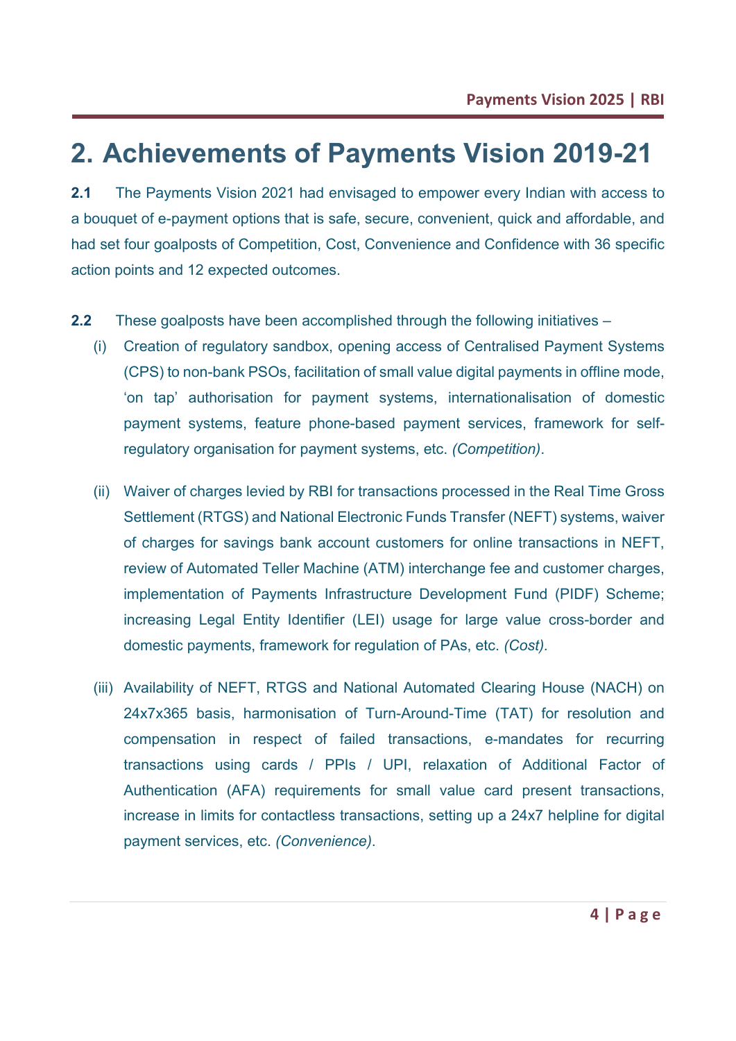# 2. Achievements of Payments Vision 2019-21

**2.1** The Payments Vision 2021 had envisaged to empower every Indian with access to a bouquet of e-payment options that is safe, secure, convenient, quick and affordable, and had set four goalposts of Competition, Cost, Convenience and Confidence with 36 specific action points and 12 expected outcomes.

**2.2** These goalposts have been accomplished through the following initiatives –

(i) Creation of regulatory sandbox, opening access of Centralised Payment Systems (CPS) to non-bank PSOs, facilitation of small value digital payments in offline mode, 'on tap' authorisation for payment systems, internationalisation of domestic payment systems, feature phone-based payment services, framework for self-regulatory organisation for payment systems, etc. *(Competition)*.

(ii) Waiver of charges levied by RBI for transactions processed in the Real Time Gross Settlement (RTGS) and National Electronic Funds Transfer (NEFT) systems, waiver of charges for savings bank account customers for online transactions in NEFT, review of Automated Teller Machine (ATM) interchange fee and customer charges, implementation of Payments Infrastructure Development Fund (PIDF) Scheme; increasing Legal Entity Identifier (LEI) usage for large value cross-border and domestic payments, framework for regulation of PAs, etc. *(Cost)*.

(iii) Availability of NEFT, RTGS and National Automated Clearing House (NACH) on 24x7x365 basis, harmonisation of Turn-Around-Time (TAT) for resolution and compensation in respect of failed transactions, e-mandates for recurring transactions using cards / PPIs / UPI, relaxation of Additional Factor of Authentication (AFA) requirements for small value card present transactions, increase in limits for contactless transactions, setting up a 24x7 helpline for digital payment services, etc. *(Convenience)*.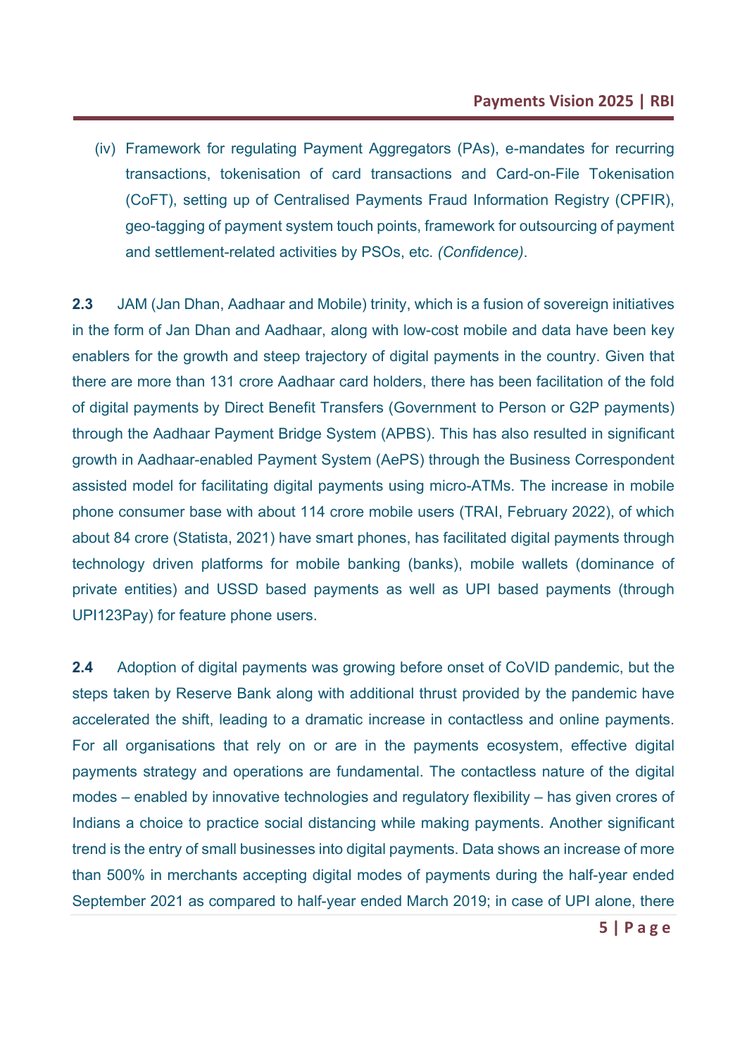(iv) Framework for regulating Payment Aggregators (PAs), e-mandates for recurring transactions, tokenisation of card transactions and Card-on-File Tokenisation (CoFT), setting up of Centralised Payments Fraud Information Registry (CPFIR), geo-tagging of payment system touch points, framework for outsourcing of payment and settlement-related activities by PSOs, etc. *(Confidence)*.

**2.3** JAM (Jan Dhan, Aadhaar and Mobile) trinity, which is a fusion of sovereign initiatives in the form of Jan Dhan and Aadhaar, along with low-cost mobile and data have been key enablers for the growth and steep trajectory of digital payments in the country. Given that there are more than 131 crore Aadhaar card holders, there has been facilitation of the fold of digital payments by Direct Benefit Transfers (Government to Person or G2P payments) through the Aadhaar Payment Bridge System (APBS). This has also resulted in significant growth in Aadhaar-enabled Payment System (AePS) through the Business Correspondent assisted model for facilitating digital payments using micro-ATMs. The increase in mobile phone consumer base with about 114 crore mobile users (TRAI, February 2022), of which about 84 crore (Statista, 2021) have smart phones, has facilitated digital payments through technology driven platforms for mobile banking (banks), mobile wallets (dominance of private entities) and USSD based payments as well as UPI based payments (through UPI123Pay) for feature phone users.

**2.4** Adoption of digital payments was growing before onset of CoVID pandemic, but the steps taken by Reserve Bank along with additional thrust provided by the pandemic have accelerated the shift, leading to a dramatic increase in contactless and online payments. For all organisations that rely on or are in the payments ecosystem, effective digital payments strategy and operations are fundamental. The contactless nature of the digital modes – enabled by innovative technologies and regulatory flexibility – has given crores of Indians a choice to practice social distancing while making payments. Another significant trend is the entry of small businesses into digital payments. Data shows an increase of more than 500% in merchants accepting digital modes of payments during the half-year ended September 2021 as compared to half-year ended March 2019; in case of UPI alone, there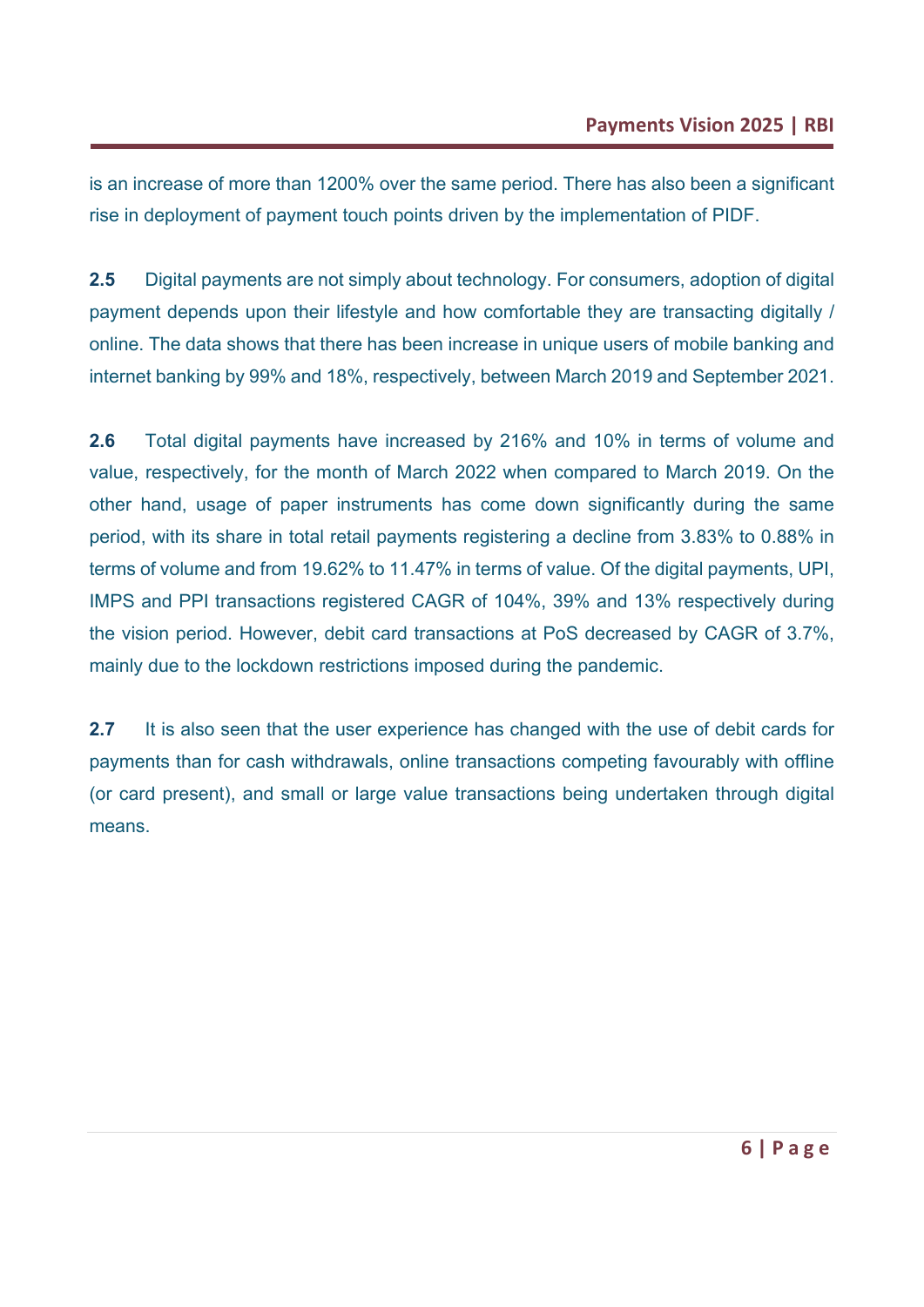is an increase of more than 1200% over the same period. There has also been a significant rise in deployment of payment touch points driven by the implementation of PIDF.

**2.5** Digital payments are not simply about technology. For consumers, adoption of digital payment depends upon their lifestyle and how comfortable they are transacting digitally / online. The data shows that there has been increase in unique users of mobile banking and internet banking by 99% and 18%, respectively, between March 2019 and September 2021.

**2.6** Total digital payments have increased by 216% and 10% in terms of volume and value, respectively, for the month of March 2022 when compared to March 2019. On the other hand, usage of paper instruments has come down significantly during the same period, with its share in total retail payments registering a decline from 3.83% to 0.88% in terms of volume and from 19.62% to 11.47% in terms of value. Of the digital payments, UPI, IMPS and PPI transactions registered CAGR of 104%, 39% and 13% respectively during the vision period. However, debit card transactions at PoS decreased by CAGR of 3.7%, mainly due to the lockdown restrictions imposed during the pandemic.

**2.7** It is also seen that the user experience has changed with the use of debit cards for payments than for cash withdrawals, online transactions competing favourably with offline (or card present), and small or large value transactions being undertaken through digital means.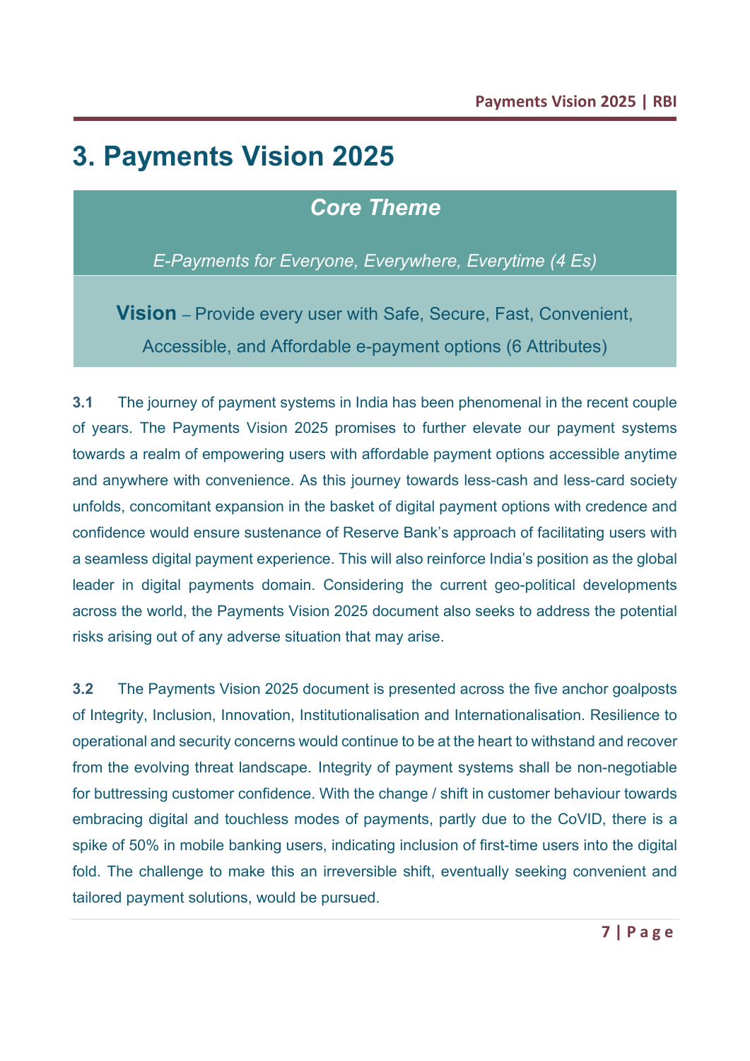# 3. Payments Vision 2025

***Core Theme***

*E-Payments for Everyone, Everywhere, Everytime (4 Es)*

**Vision** – Provide every user with Safe, Secure, Fast, Convenient, Accessible, and Affordable e-payment options (6 Attributes)

**3.1** The journey of payment systems in India has been phenomenal in the recent couple of years. The Payments Vision 2025 promises to further elevate our payment systems towards a realm of empowering users with affordable payment options accessible anytime and anywhere with convenience. As this journey towards less-cash and less-card society unfolds, concomitant expansion in the basket of digital payment options with credence and confidence would ensure sustenance of Reserve Bank's approach of facilitating users with a seamless digital payment experience. This will also reinforce India's position as the global leader in digital payments domain. Considering the current geo-political developments across the world, the Payments Vision 2025 document also seeks to address the potential risks arising out of any adverse situation that may arise.

**3.2** The Payments Vision 2025 document is presented across the five anchor goalposts of Integrity, Inclusion, Innovation, Institutionalisation and Internationalisation. Resilience to operational and security concerns would continue to be at the heart to withstand and recover from the evolving threat landscape. Integrity of payment systems shall be non-negotiable for buttressing customer confidence. With the change / shift in customer behaviour towards embracing digital and touchless modes of payments, partly due to the CoVID, there is a spike of 50% in mobile banking users, indicating inclusion of first-time users into the digital fold. The challenge to make this an irreversible shift, eventually seeking convenient and tailored payment solutions, would be pursued.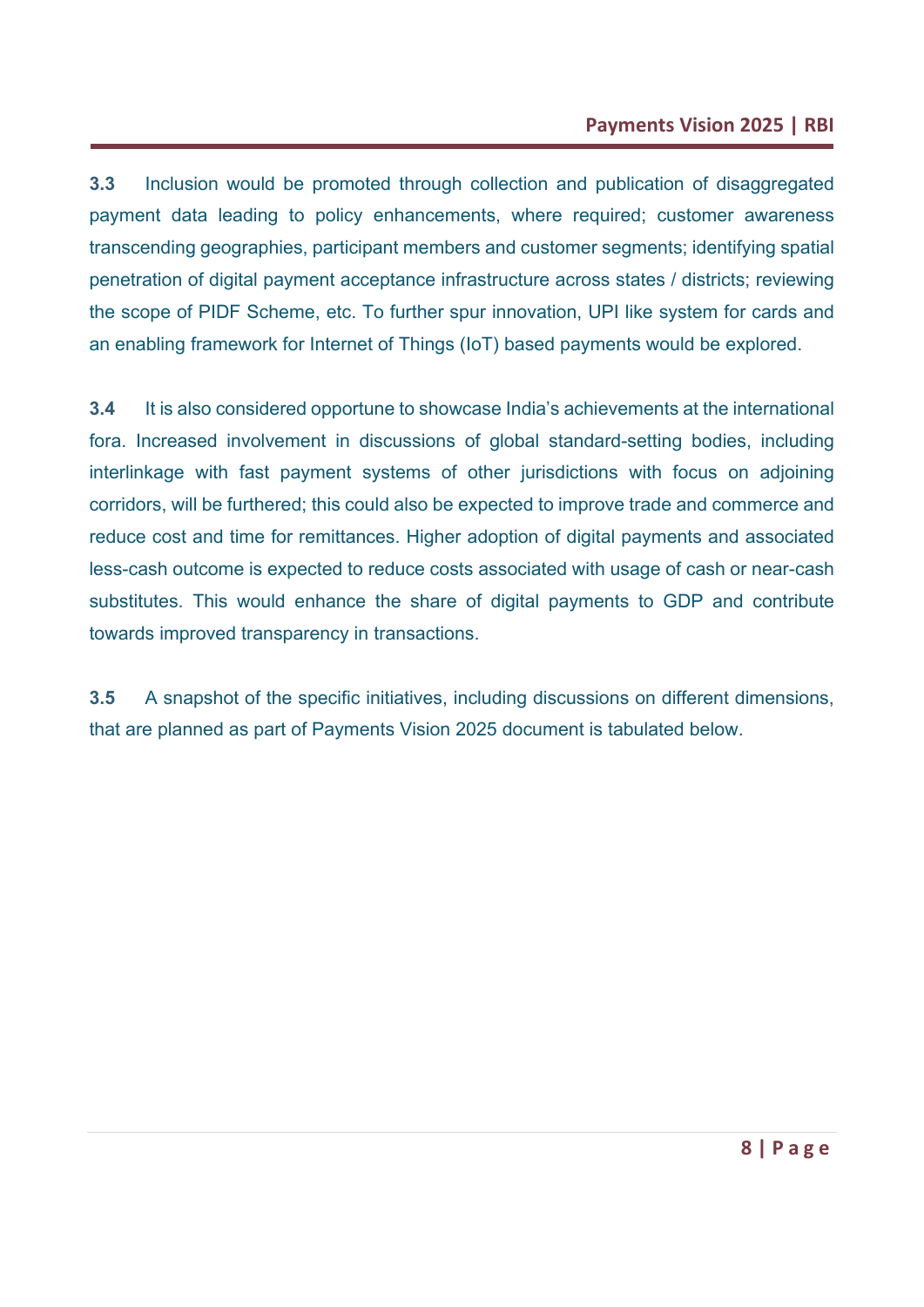**3.3** Inclusion would be promoted through collection and publication of disaggregated payment data leading to policy enhancements, where required; customer awareness transcending geographies, participant members and customer segments; identifying spatial penetration of digital payment acceptance infrastructure across states / districts; reviewing the scope of PIDF Scheme, etc. To further spur innovation, UPI like system for cards and an enabling framework for Internet of Things (IoT) based payments would be explored.

**3.4** It is also considered opportune to showcase India's achievements at the international fora. Increased involvement in discussions of global standard-setting bodies, including interlinkage with fast payment systems of other jurisdictions with focus on adjoining corridors, will be furthered; this could also be expected to improve trade and commerce and reduce cost and time for remittances. Higher adoption of digital payments and associated less-cash outcome is expected to reduce costs associated with usage of cash or near-cash substitutes. This would enhance the share of digital payments to GDP and contribute towards improved transparency in transactions.

**3.5** A snapshot of the specific initiatives, including discussions on different dimensions, that are planned as part of Payments Vision 2025 document is tabulated below.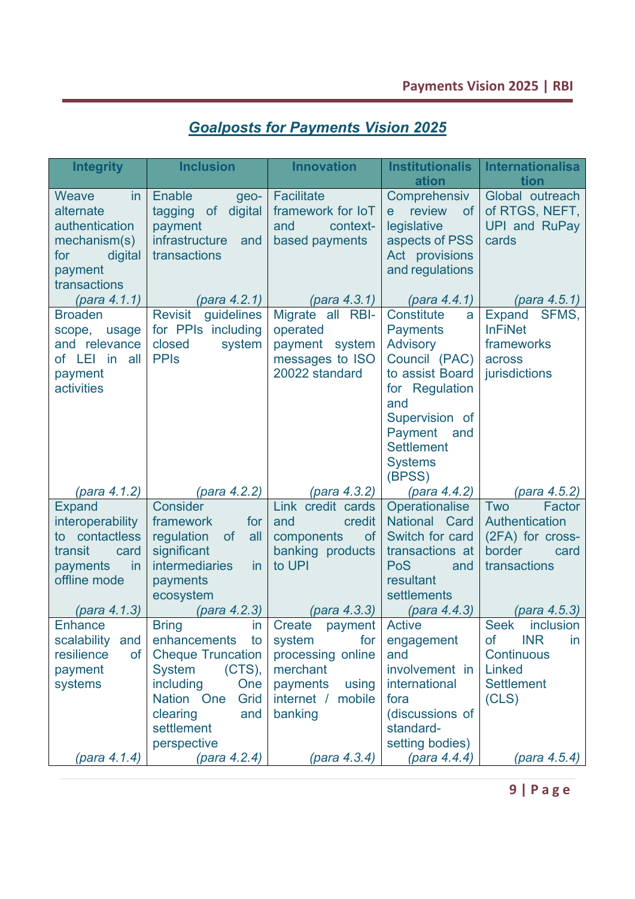## *Goalposts for Payments Vision 2025*

| Integrity | Inclusion | Innovation | Institutionalisation | Internationalisation |
|---|---|---|---|---|
| Weave in alternate authentication mechanism(s) for digital payment transactions *(para 4.1.1)* | Enable geo-tagging of digital payment infrastructure and transactions *(para 4.2.1)* | Facilitate framework for IoT and context-based payments *(para 4.3.1)* | Comprehensive review of legislative aspects of PSS Act provisions and regulations *(para 4.4.1)* | Global outreach of RTGS, NEFT, UPI and RuPay cards *(para 4.5.1)* |
| Broaden scope, usage and relevance of LEI in all payment activities *(para 4.1.2)* | Revisit guidelines for PPIs including closed system PPIs *(para 4.2.2)* | Migrate all RBI-operated payment system messages to ISO 20022 standard *(para 4.3.2)* | Constitute a Payments Advisory Council (PAC) to assist Board for Regulation and Supervision of Payment and Settlement Systems (BPSS) *(para 4.4.2)* | Expand SFMS, InFiNet frameworks across jurisdictions *(para 4.5.2)* |
| Expand interoperability to contactless transit card payments in offline mode *(para 4.1.3)* | Consider framework for regulation of all significant intermediaries in payments ecosystem *(para 4.2.3)* | Link credit cards and credit components of banking products to UPI *(para 4.3.3)* | Operationalise National Card Switch for card transactions at PoS and resultant settlements *(para 4.4.3)* | Two Factor Authentication (2FA) for cross-border card transactions *(para 4.5.3)* |
| Enhance scalability and resilience of payment systems *(para 4.1.4)* | Bring in enhancements to Cheque Truncation System (CTS), including One Nation One Grid clearing and settlement perspective *(para 4.2.4)* | Create payment system for processing online merchant payments using internet / mobile banking *(para 4.3.4)* | Active engagement and involvement in international fora (discussions of standard-setting bodies) *(para 4.4.4)* | Seek inclusion of INR in Continuous Linked Settlement (CLS) *(para 4.5.4)* |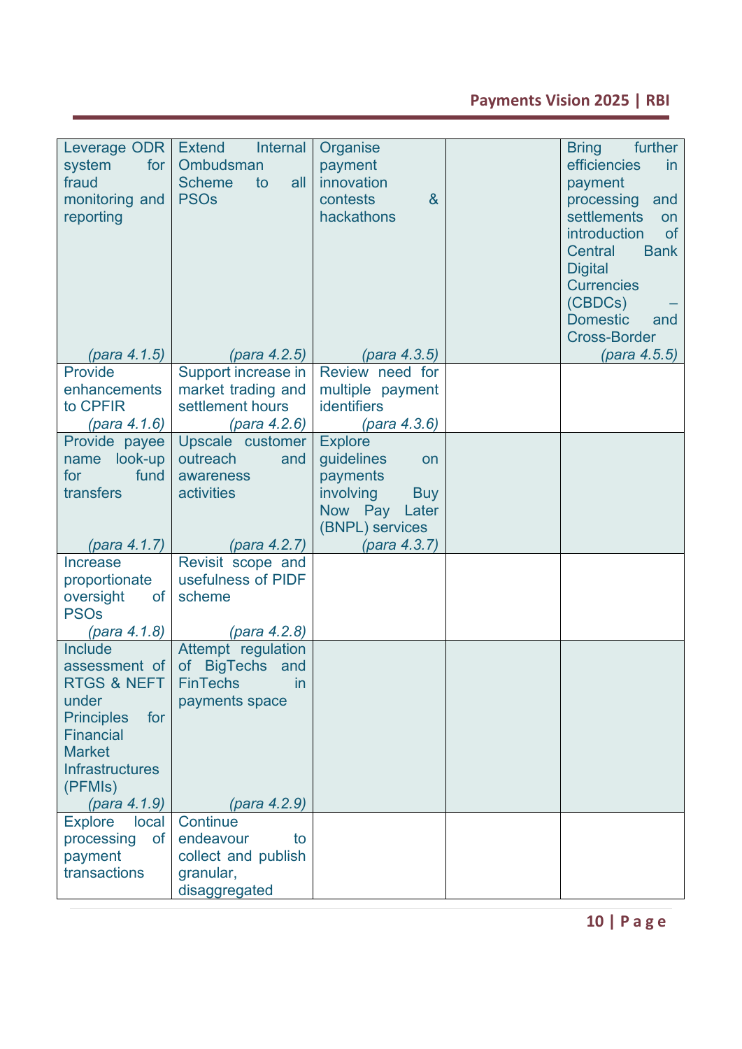| | | | | |
|---|---|---|---|---|
| Leverage ODR system for fraud monitoring and reporting *(para 4.1.5)* | Extend Internal Ombudsman Scheme to all PSOs *(para 4.2.5)* | Organise payment innovation contests & hackathons *(para 4.3.5)* | | Bring further efficiencies in payment processing and settlements on introduction of Central Bank Digital Currencies (CBDCs) – Domestic and Cross-Border *(para 4.5.5)* |
| Provide enhancements to CPFIR *(para 4.1.6)* | Support increase in market trading and settlement hours *(para 4.2.6)* | Review need for multiple payment identifiers *(para 4.3.6)* | | |
| Provide payee name look-up for fund transfers *(para 4.1.7)* | Upscale customer outreach and awareness activities *(para 4.2.7)* | Explore guidelines on payments involving Buy Now Pay Later (BNPL) services *(para 4.3.7)* | | |
| Increase proportionate oversight of PSOs *(para 4.1.8)* | Revisit scope and usefulness of PIDF scheme *(para 4.2.8)* | | | |
| Include assessment of RTGS & NEFT under Principles for Financial Market Infrastructures (PFMIs) *(para 4.1.9)* | Attempt regulation of BigTechs and FinTechs in payments space *(para 4.2.9)* | | | |
| Explore local processing of payment transactions | Continue endeavour to collect and publish granular, disaggregated | | | |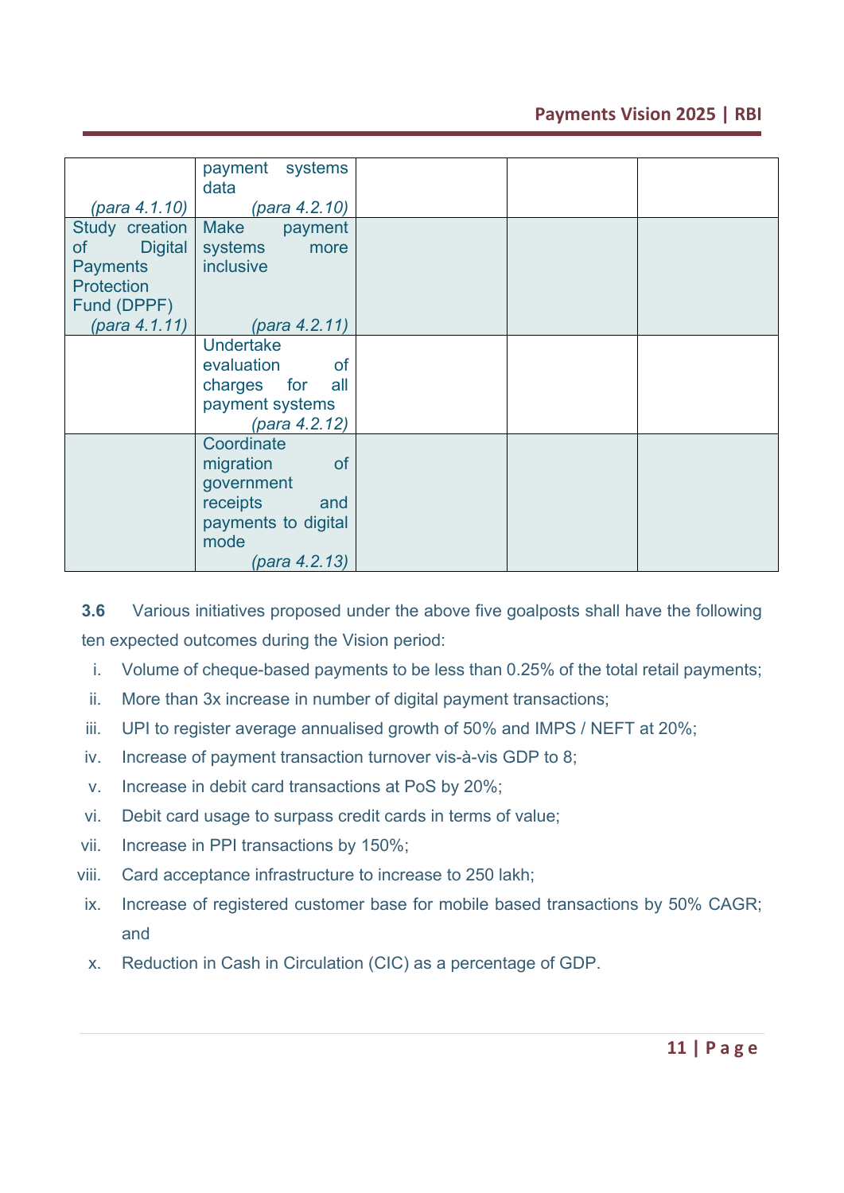| | | | | |
|---|---|---|---|---|
| *(para 4.1.10)* | payment systems data *(para 4.2.10)* | | | |
| Study creation of Digital Payments Protection Fund (DPPF) *(para 4.1.11)* | Make payment systems more inclusive *(para 4.2.11)* | | | |
| | Undertake evaluation of charges for all payment systems *(para 4.2.12)* | | | |
| | Coordinate migration of government receipts and payments to digital mode *(para 4.2.13)* | | | |

**3.6** Various initiatives proposed under the above five goalposts shall have the following ten expected outcomes during the Vision period:

i. Volume of cheque-based payments to be less than 0.25% of the total retail payments;

ii. More than 3x increase in number of digital payment transactions;

iii. UPI to register average annualised growth of 50% and IMPS / NEFT at 20%;

iv. Increase of payment transaction turnover vis-à-vis GDP to 8;

v. Increase in debit card transactions at PoS by 20%;

vi. Debit card usage to surpass credit cards in terms of value;

vii. Increase in PPI transactions by 150%;

viii. Card acceptance infrastructure to increase to 250 lakh;

ix. Increase of registered customer base for mobile based transactions by 50% CAGR; and

x. Reduction in Cash in Circulation (CIC) as a percentage of GDP.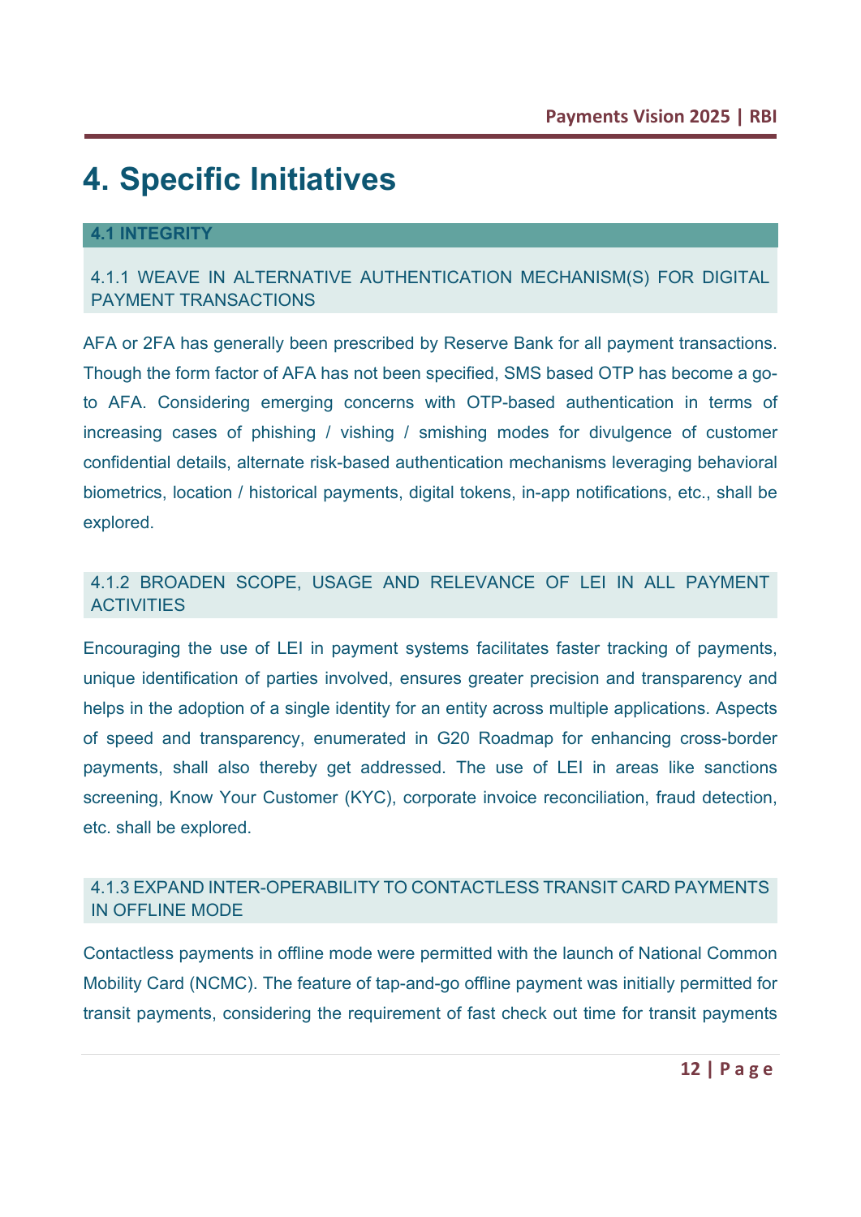# 4. Specific Initiatives

## 4.1 INTEGRITY

### 4.1.1 WEAVE IN ALTERNATIVE AUTHENTICATION MECHANISM(S) FOR DIGITAL PAYMENT TRANSACTIONS

AFA or 2FA has generally been prescribed by Reserve Bank for all payment transactions. Though the form factor of AFA has not been specified, SMS based OTP has become a go-to AFA. Considering emerging concerns with OTP-based authentication in terms of increasing cases of phishing / vishing / smishing modes for divulgence of customer confidential details, alternate risk-based authentication mechanisms leveraging behavioral biometrics, location / historical payments, digital tokens, in-app notifications, etc., shall be explored.

### 4.1.2 BROADEN SCOPE, USAGE AND RELEVANCE OF LEI IN ALL PAYMENT ACTIVITIES

Encouraging the use of LEI in payment systems facilitates faster tracking of payments, unique identification of parties involved, ensures greater precision and transparency and helps in the adoption of a single identity for an entity across multiple applications. Aspects of speed and transparency, enumerated in G20 Roadmap for enhancing cross-border payments, shall also thereby get addressed. The use of LEI in areas like sanctions screening, Know Your Customer (KYC), corporate invoice reconciliation, fraud detection, etc. shall be explored.

### 4.1.3 EXPAND INTER-OPERABILITY TO CONTACTLESS TRANSIT CARD PAYMENTS IN OFFLINE MODE

Contactless payments in offline mode were permitted with the launch of National Common Mobility Card (NCMC). The feature of tap-and-go offline payment was initially permitted for transit payments, considering the requirement of fast check out time for transit payments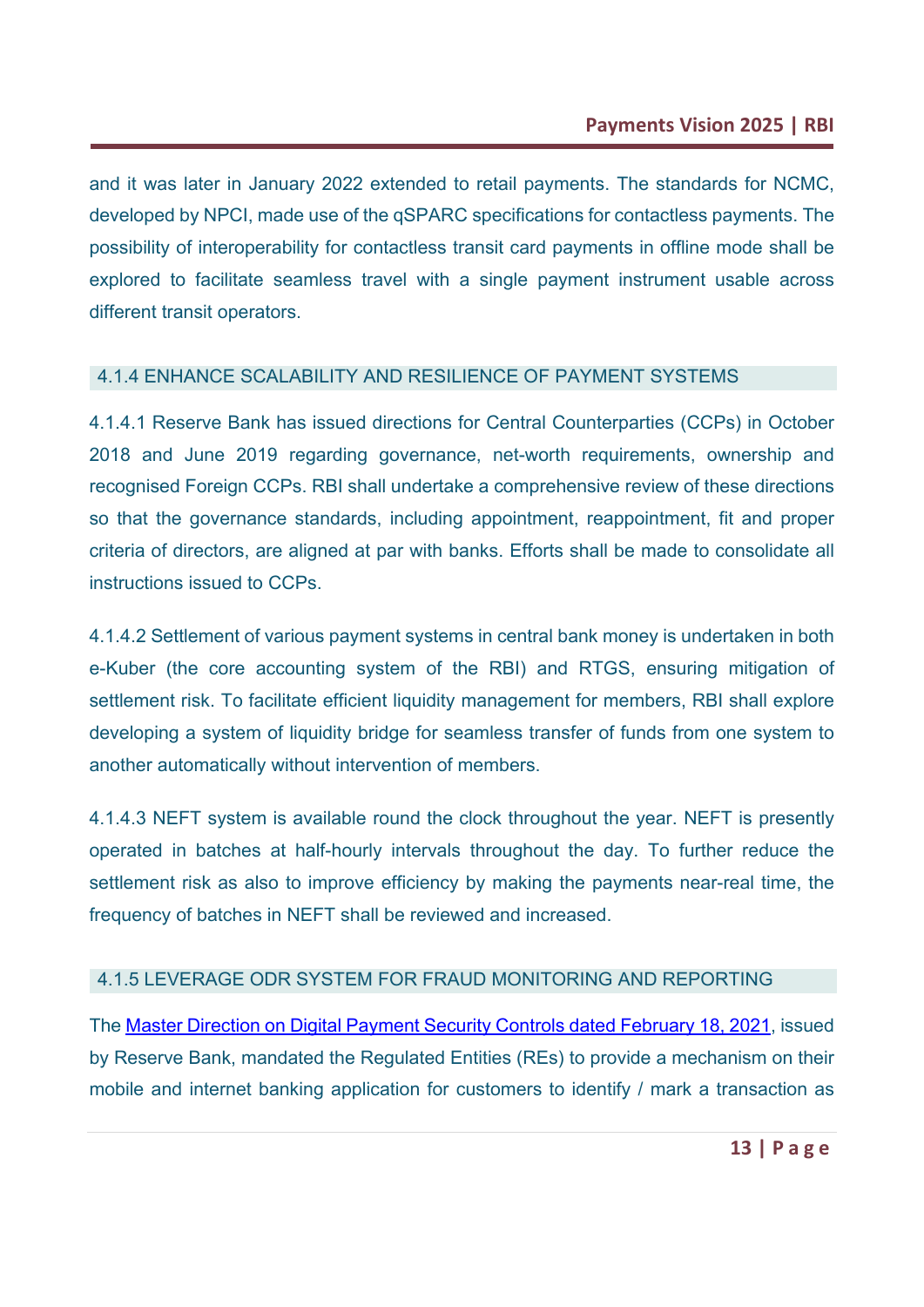and it was later in January 2022 extended to retail payments. The standards for NCMC, developed by NPCI, made use of the qSPARC specifications for contactless payments. The possibility of interoperability for contactless transit card payments in offline mode shall be explored to facilitate seamless travel with a single payment instrument usable across different transit operators.

### 4.1.4 ENHANCE SCALABILITY AND RESILIENCE OF PAYMENT SYSTEMS

4.1.4.1 Reserve Bank has issued directions for Central Counterparties (CCPs) in October 2018 and June 2019 regarding governance, net-worth requirements, ownership and recognised Foreign CCPs. RBI shall undertake a comprehensive review of these directions so that the governance standards, including appointment, reappointment, fit and proper criteria of directors, are aligned at par with banks. Efforts shall be made to consolidate all instructions issued to CCPs.

4.1.4.2 Settlement of various payment systems in central bank money is undertaken in both e-Kuber (the core accounting system of the RBI) and RTGS, ensuring mitigation of settlement risk. To facilitate efficient liquidity management for members, RBI shall explore developing a system of liquidity bridge for seamless transfer of funds from one system to another automatically without intervention of members.

4.1.4.3 NEFT system is available round the clock throughout the year. NEFT is presently operated in batches at half-hourly intervals throughout the day. To further reduce the settlement risk as also to improve efficiency by making the payments near-real time, the frequency of batches in NEFT shall be reviewed and increased.

### 4.1.5 LEVERAGE ODR SYSTEM FOR FRAUD MONITORING AND REPORTING

The Master Direction on Digital Payment Security Controls dated February 18, 2021, issued by Reserve Bank, mandated the Regulated Entities (REs) to provide a mechanism on their mobile and internet banking application for customers to identify / mark a transaction as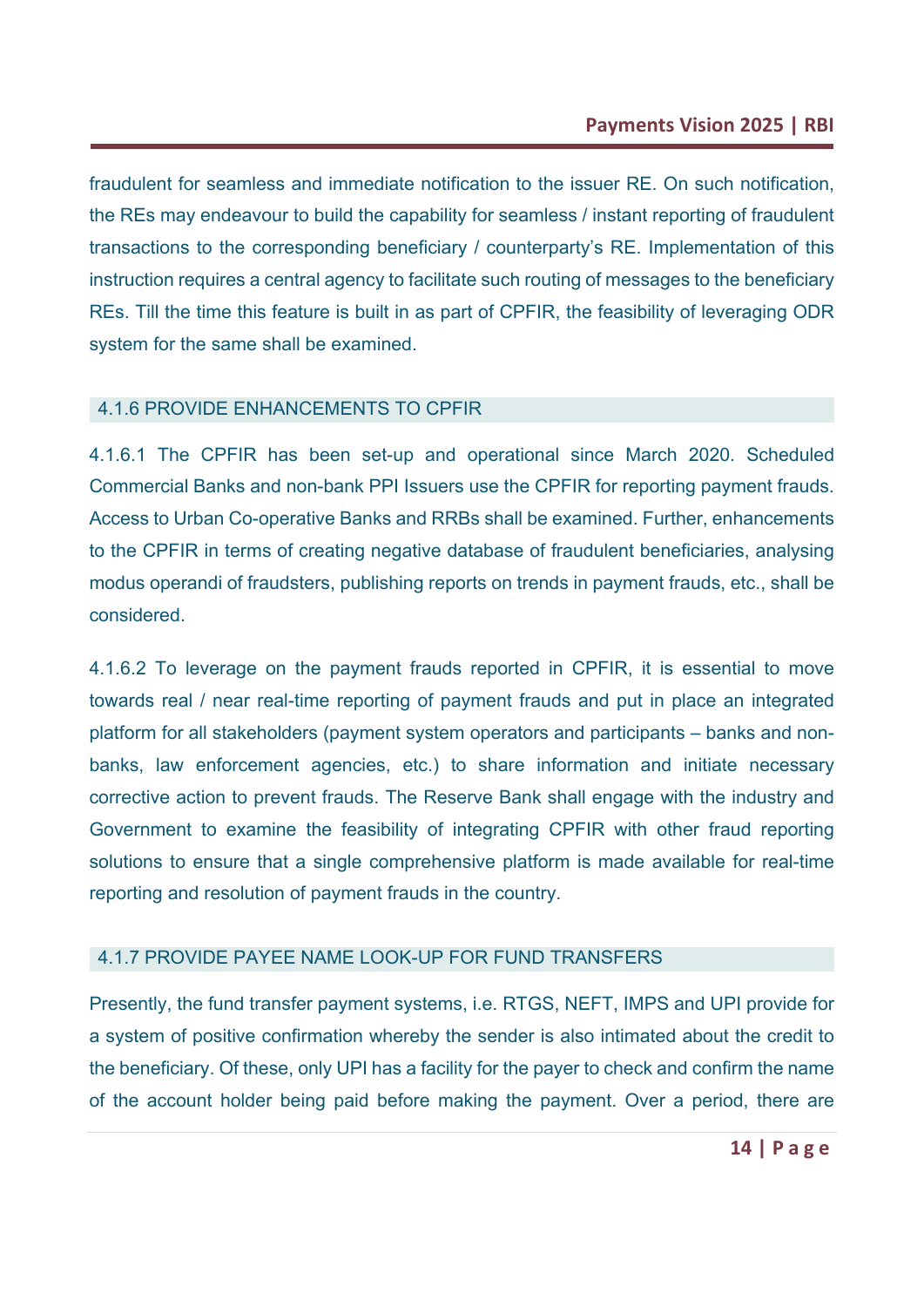fraudulent for seamless and immediate notification to the issuer RE. On such notification, the REs may endeavour to build the capability for seamless / instant reporting of fraudulent transactions to the corresponding beneficiary / counterparty's RE. Implementation of this instruction requires a central agency to facilitate such routing of messages to the beneficiary REs. Till the time this feature is built in as part of CPFIR, the feasibility of leveraging ODR system for the same shall be examined.

### 4.1.6 PROVIDE ENHANCEMENTS TO CPFIR

4.1.6.1 The CPFIR has been set-up and operational since March 2020. Scheduled Commercial Banks and non-bank PPI Issuers use the CPFIR for reporting payment frauds. Access to Urban Co-operative Banks and RRBs shall be examined. Further, enhancements to the CPFIR in terms of creating negative database of fraudulent beneficiaries, analysing modus operandi of fraudsters, publishing reports on trends in payment frauds, etc., shall be considered.

4.1.6.2 To leverage on the payment frauds reported in CPFIR, it is essential to move towards real / near real-time reporting of payment frauds and put in place an integrated platform for all stakeholders (payment system operators and participants – banks and non-banks, law enforcement agencies, etc.) to share information and initiate necessary corrective action to prevent frauds. The Reserve Bank shall engage with the industry and Government to examine the feasibility of integrating CPFIR with other fraud reporting solutions to ensure that a single comprehensive platform is made available for real-time reporting and resolution of payment frauds in the country.

### 4.1.7 PROVIDE PAYEE NAME LOOK-UP FOR FUND TRANSFERS

Presently, the fund transfer payment systems, i.e. RTGS, NEFT, IMPS and UPI provide for a system of positive confirmation whereby the sender is also intimated about the credit to the beneficiary. Of these, only UPI has a facility for the payer to check and confirm the name of the account holder being paid before making the payment. Over a period, there are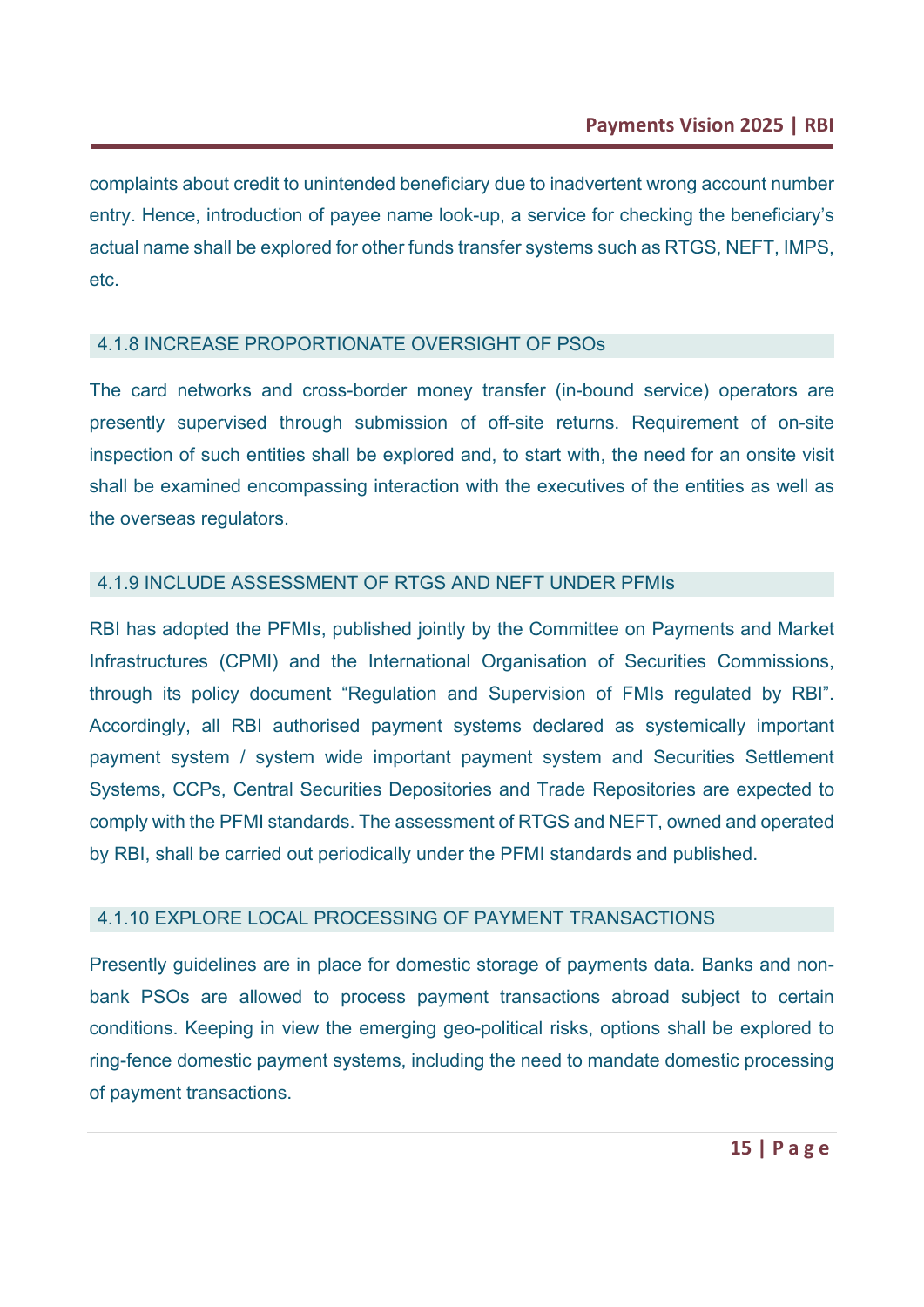complaints about credit to unintended beneficiary due to inadvertent wrong account number entry. Hence, introduction of payee name look-up, a service for checking the beneficiary's actual name shall be explored for other funds transfer systems such as RTGS, NEFT, IMPS, etc.

### 4.1.8 INCREASE PROPORTIONATE OVERSIGHT OF PSOs

The card networks and cross-border money transfer (in-bound service) operators are presently supervised through submission of off-site returns. Requirement of on-site inspection of such entities shall be explored and, to start with, the need for an onsite visit shall be examined encompassing interaction with the executives of the entities as well as the overseas regulators.

### 4.1.9 INCLUDE ASSESSMENT OF RTGS AND NEFT UNDER PFMIs

RBI has adopted the PFMIs, published jointly by the Committee on Payments and Market Infrastructures (CPMI) and the International Organisation of Securities Commissions, through its policy document "Regulation and Supervision of FMIs regulated by RBI". Accordingly, all RBI authorised payment systems declared as systemically important payment system / system wide important payment system and Securities Settlement Systems, CCPs, Central Securities Depositories and Trade Repositories are expected to comply with the PFMI standards. The assessment of RTGS and NEFT, owned and operated by RBI, shall be carried out periodically under the PFMI standards and published.

### 4.1.10 EXPLORE LOCAL PROCESSING OF PAYMENT TRANSACTIONS

Presently guidelines are in place for domestic storage of payments data. Banks and non-bank PSOs are allowed to process payment transactions abroad subject to certain conditions. Keeping in view the emerging geo-political risks, options shall be explored to ring-fence domestic payment systems, including the need to mandate domestic processing of payment transactions.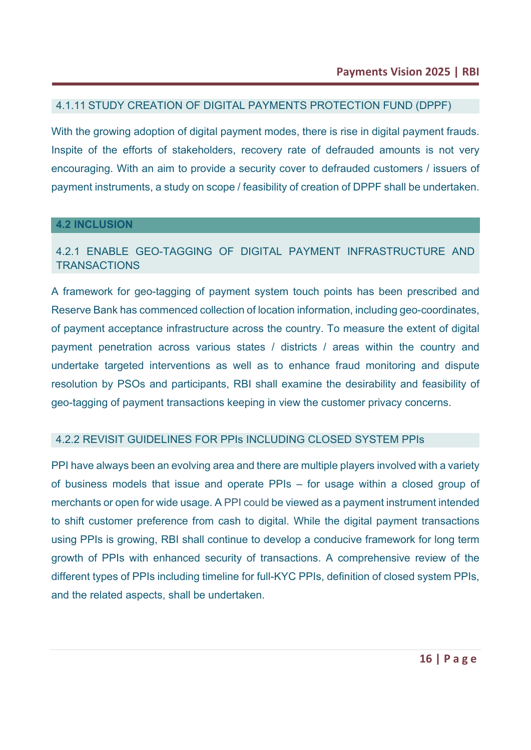### 4.1.11 STUDY CREATION OF DIGITAL PAYMENTS PROTECTION FUND (DPPF)

With the growing adoption of digital payment modes, there is rise in digital payment frauds. Inspite of the efforts of stakeholders, recovery rate of defrauded amounts is not very encouraging. With an aim to provide a security cover to defrauded customers / issuers of payment instruments, a study on scope / feasibility of creation of DPPF shall be undertaken.

## 4.2 INCLUSION

### 4.2.1 ENABLE GEO-TAGGING OF DIGITAL PAYMENT INFRASTRUCTURE AND TRANSACTIONS

A framework for geo-tagging of payment system touch points has been prescribed and Reserve Bank has commenced collection of location information, including geo-coordinates, of payment acceptance infrastructure across the country. To measure the extent of digital payment penetration across various states / districts / areas within the country and undertake targeted interventions as well as to enhance fraud monitoring and dispute resolution by PSOs and participants, RBI shall examine the desirability and feasibility of geo-tagging of payment transactions keeping in view the customer privacy concerns.

### 4.2.2 REVISIT GUIDELINES FOR PPIs INCLUDING CLOSED SYSTEM PPIs

PPI have always been an evolving area and there are multiple players involved with a variety of business models that issue and operate PPIs – for usage within a closed group of merchants or open for wide usage. A PPI could be viewed as a payment instrument intended to shift customer preference from cash to digital. While the digital payment transactions using PPIs is growing, RBI shall continue to develop a conducive framework for long term growth of PPIs with enhanced security of transactions. A comprehensive review of the different types of PPIs including timeline for full-KYC PPIs, definition of closed system PPIs, and the related aspects, shall be undertaken.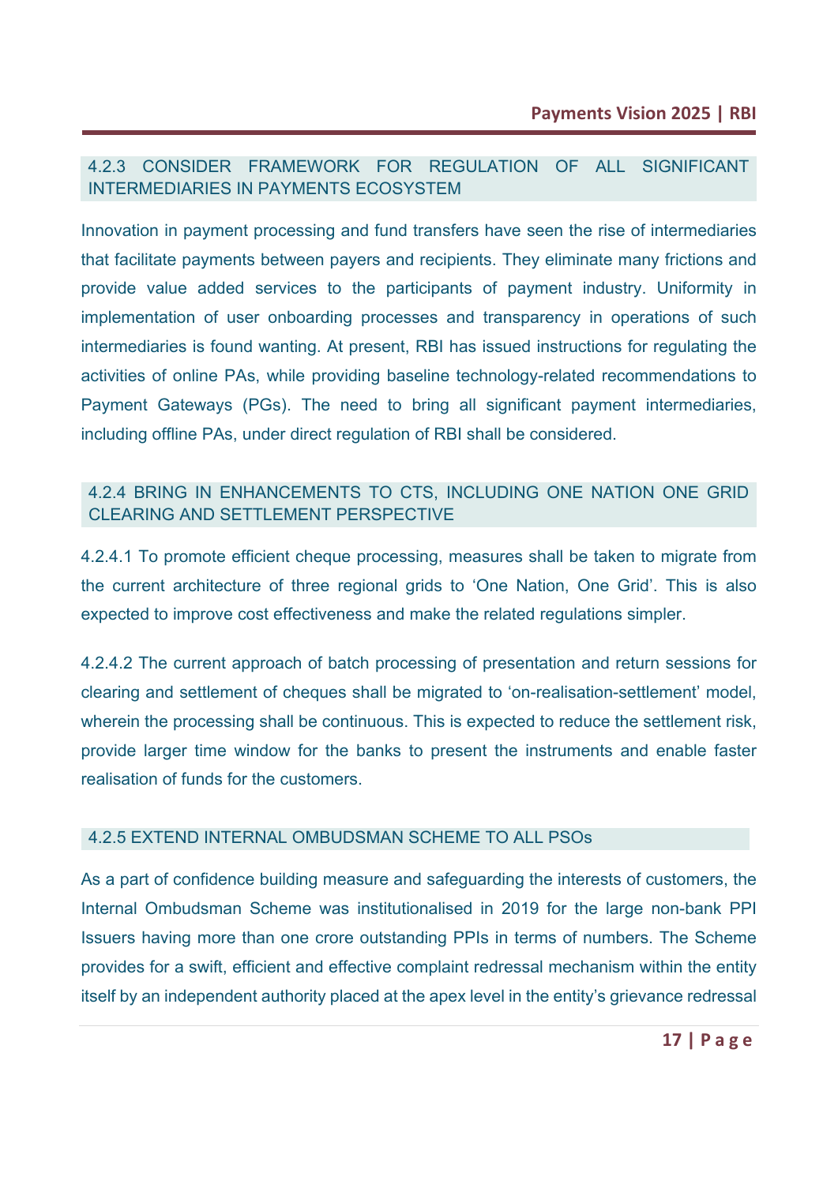### 4.2.3 CONSIDER FRAMEWORK FOR REGULATION OF ALL SIGNIFICANT INTERMEDIARIES IN PAYMENTS ECOSYSTEM

Innovation in payment processing and fund transfers have seen the rise of intermediaries that facilitate payments between payers and recipients. They eliminate many frictions and provide value added services to the participants of payment industry. Uniformity in implementation of user onboarding processes and transparency in operations of such intermediaries is found wanting. At present, RBI has issued instructions for regulating the activities of online PAs, while providing baseline technology-related recommendations to Payment Gateways (PGs). The need to bring all significant payment intermediaries, including offline PAs, under direct regulation of RBI shall be considered.

### 4.2.4 BRING IN ENHANCEMENTS TO CTS, INCLUDING ONE NATION ONE GRID CLEARING AND SETTLEMENT PERSPECTIVE

4.2.4.1 To promote efficient cheque processing, measures shall be taken to migrate from the current architecture of three regional grids to 'One Nation, One Grid'. This is also expected to improve cost effectiveness and make the related regulations simpler.

4.2.4.2 The current approach of batch processing of presentation and return sessions for clearing and settlement of cheques shall be migrated to 'on-realisation-settlement' model, wherein the processing shall be continuous. This is expected to reduce the settlement risk, provide larger time window for the banks to present the instruments and enable faster realisation of funds for the customers.

### 4.2.5 EXTEND INTERNAL OMBUDSMAN SCHEME TO ALL PSOs

As a part of confidence building measure and safeguarding the interests of customers, the Internal Ombudsman Scheme was institutionalised in 2019 for the large non-bank PPI Issuers having more than one crore outstanding PPIs in terms of numbers. The Scheme provides for a swift, efficient and effective complaint redressal mechanism within the entity itself by an independent authority placed at the apex level in the entity's grievance redressal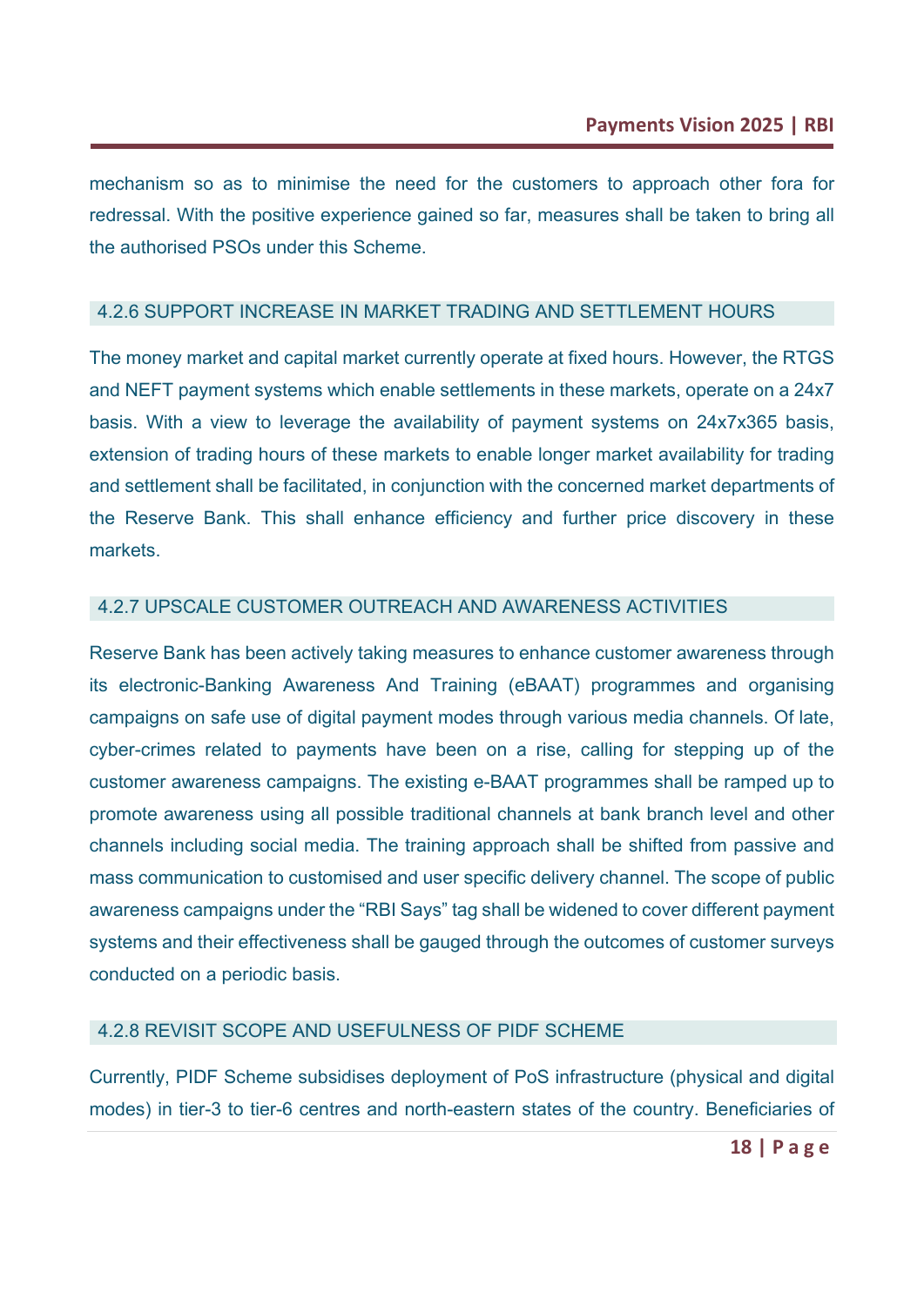mechanism so as to minimise the need for the customers to approach other fora for redressal. With the positive experience gained so far, measures shall be taken to bring all the authorised PSOs under this Scheme.

### 4.2.6 SUPPORT INCREASE IN MARKET TRADING AND SETTLEMENT HOURS

The money market and capital market currently operate at fixed hours. However, the RTGS and NEFT payment systems which enable settlements in these markets, operate on a 24x7 basis. With a view to leverage the availability of payment systems on 24x7x365 basis, extension of trading hours of these markets to enable longer market availability for trading and settlement shall be facilitated, in conjunction with the concerned market departments of the Reserve Bank. This shall enhance efficiency and further price discovery in these markets.

### 4.2.7 UPSCALE CUSTOMER OUTREACH AND AWARENESS ACTIVITIES

Reserve Bank has been actively taking measures to enhance customer awareness through its electronic-Banking Awareness And Training (eBAAT) programmes and organising campaigns on safe use of digital payment modes through various media channels. Of late, cyber-crimes related to payments have been on a rise, calling for stepping up of the customer awareness campaigns. The existing e-BAAT programmes shall be ramped up to promote awareness using all possible traditional channels at bank branch level and other channels including social media. The training approach shall be shifted from passive and mass communication to customised and user specific delivery channel. The scope of public awareness campaigns under the "RBI Says" tag shall be widened to cover different payment systems and their effectiveness shall be gauged through the outcomes of customer surveys conducted on a periodic basis.

### 4.2.8 REVISIT SCOPE AND USEFULNESS OF PIDF SCHEME

Currently, PIDF Scheme subsidises deployment of PoS infrastructure (physical and digital modes) in tier-3 to tier-6 centres and north-eastern states of the country. Beneficiaries of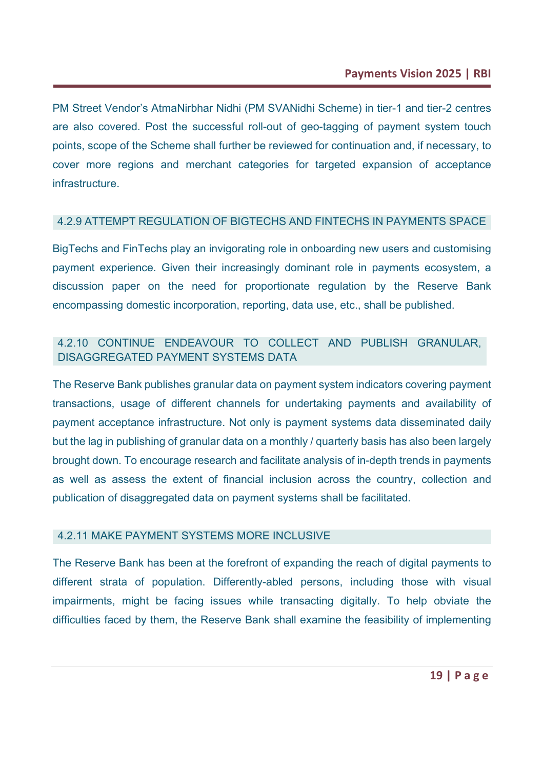PM Street Vendor's AtmaNirbhar Nidhi (PM SVANidhi Scheme) in tier-1 and tier-2 centres are also covered. Post the successful roll-out of geo-tagging of payment system touch points, scope of the Scheme shall further be reviewed for continuation and, if necessary, to cover more regions and merchant categories for targeted expansion of acceptance infrastructure.

#### 4.2.9 ATTEMPT REGULATION OF BIGTECHS AND FINTECHS IN PAYMENTS SPACE

BigTechs and FinTechs play an invigorating role in onboarding new users and customising payment experience. Given their increasingly dominant role in payments ecosystem, a discussion paper on the need for proportionate regulation by the Reserve Bank encompassing domestic incorporation, reporting, data use, etc., shall be published.

#### 4.2.10 CONTINUE ENDEAVOUR TO COLLECT AND PUBLISH GRANULAR, DISAGGREGATED PAYMENT SYSTEMS DATA

The Reserve Bank publishes granular data on payment system indicators covering payment transactions, usage of different channels for undertaking payments and availability of payment acceptance infrastructure. Not only is payment systems data disseminated daily but the lag in publishing of granular data on a monthly / quarterly basis has also been largely brought down. To encourage research and facilitate analysis of in-depth trends in payments as well as assess the extent of financial inclusion across the country, collection and publication of disaggregated data on payment systems shall be facilitated.

#### 4.2.11 MAKE PAYMENT SYSTEMS MORE INCLUSIVE

The Reserve Bank has been at the forefront of expanding the reach of digital payments to different strata of population. Differently-abled persons, including those with visual impairments, might be facing issues while transacting digitally. To help obviate the difficulties faced by them, the Reserve Bank shall examine the feasibility of implementing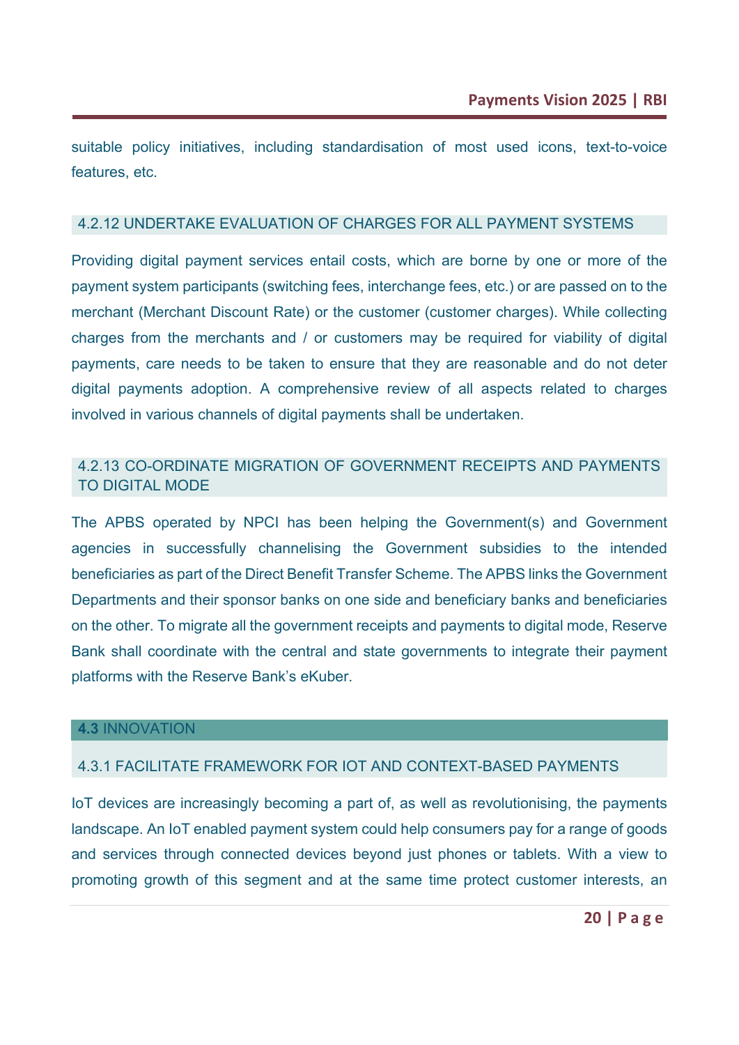suitable policy initiatives, including standardisation of most used icons, text-to-voice features, etc.

### 4.2.12 UNDERTAKE EVALUATION OF CHARGES FOR ALL PAYMENT SYSTEMS

Providing digital payment services entail costs, which are borne by one or more of the payment system participants (switching fees, interchange fees, etc.) or are passed on to the merchant (Merchant Discount Rate) or the customer (customer charges). While collecting charges from the merchants and / or customers may be required for viability of digital payments, care needs to be taken to ensure that they are reasonable and do not deter digital payments adoption. A comprehensive review of all aspects related to charges involved in various channels of digital payments shall be undertaken.

### 4.2.13 CO-ORDINATE MIGRATION OF GOVERNMENT RECEIPTS AND PAYMENTS TO DIGITAL MODE

The APBS operated by NPCI has been helping the Government(s) and Government agencies in successfully channelising the Government subsidies to the intended beneficiaries as part of the Direct Benefit Transfer Scheme. The APBS links the Government Departments and their sponsor banks on one side and beneficiary banks and beneficiaries on the other. To migrate all the government receipts and payments to digital mode, Reserve Bank shall coordinate with the central and state governments to integrate their payment platforms with the Reserve Bank's eKuber.

## **4.3** INNOVATION

### 4.3.1 FACILITATE FRAMEWORK FOR IOT AND CONTEXT-BASED PAYMENTS

IoT devices are increasingly becoming a part of, as well as revolutionising, the payments landscape. An IoT enabled payment system could help consumers pay for a range of goods and services through connected devices beyond just phones or tablets. With a view to promoting growth of this segment and at the same time protect customer interests, an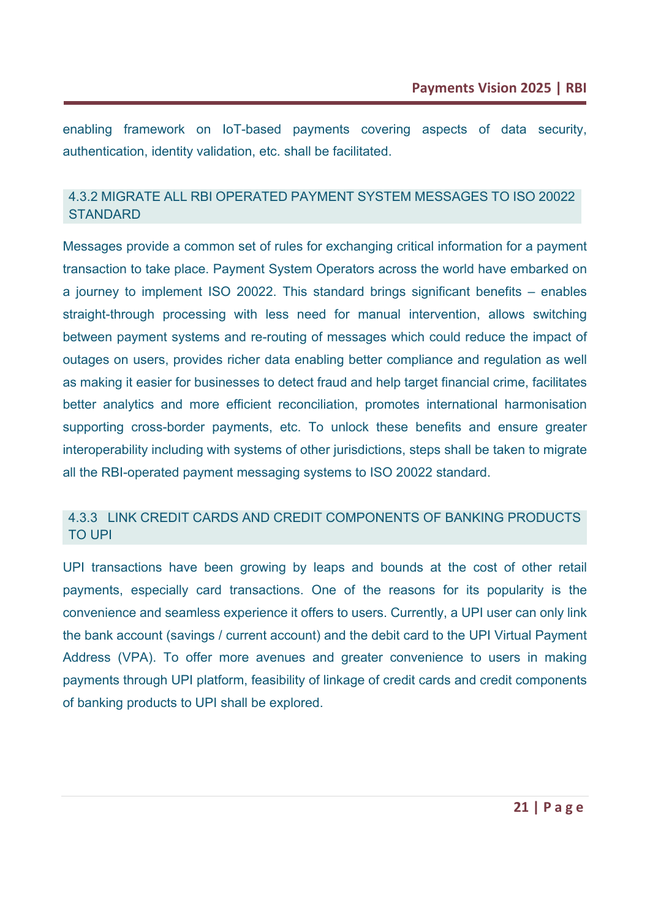enabling framework on IoT-based payments covering aspects of data security, authentication, identity validation, etc. shall be facilitated.

### 4.3.2 MIGRATE ALL RBI OPERATED PAYMENT SYSTEM MESSAGES TO ISO 20022 STANDARD

Messages provide a common set of rules for exchanging critical information for a payment transaction to take place. Payment System Operators across the world have embarked on a journey to implement ISO 20022. This standard brings significant benefits – enables straight-through processing with less need for manual intervention, allows switching between payment systems and re-routing of messages which could reduce the impact of outages on users, provides richer data enabling better compliance and regulation as well as making it easier for businesses to detect fraud and help target financial crime, facilitates better analytics and more efficient reconciliation, promotes international harmonisation supporting cross-border payments, etc. To unlock these benefits and ensure greater interoperability including with systems of other jurisdictions, steps shall be taken to migrate all the RBI-operated payment messaging systems to ISO 20022 standard.

### 4.3.3 LINK CREDIT CARDS AND CREDIT COMPONENTS OF BANKING PRODUCTS TO UPI

UPI transactions have been growing by leaps and bounds at the cost of other retail payments, especially card transactions. One of the reasons for its popularity is the convenience and seamless experience it offers to users. Currently, a UPI user can only link the bank account (savings / current account) and the debit card to the UPI Virtual Payment Address (VPA). To offer more avenues and greater convenience to users in making payments through UPI platform, feasibility of linkage of credit cards and credit components of banking products to UPI shall be explored.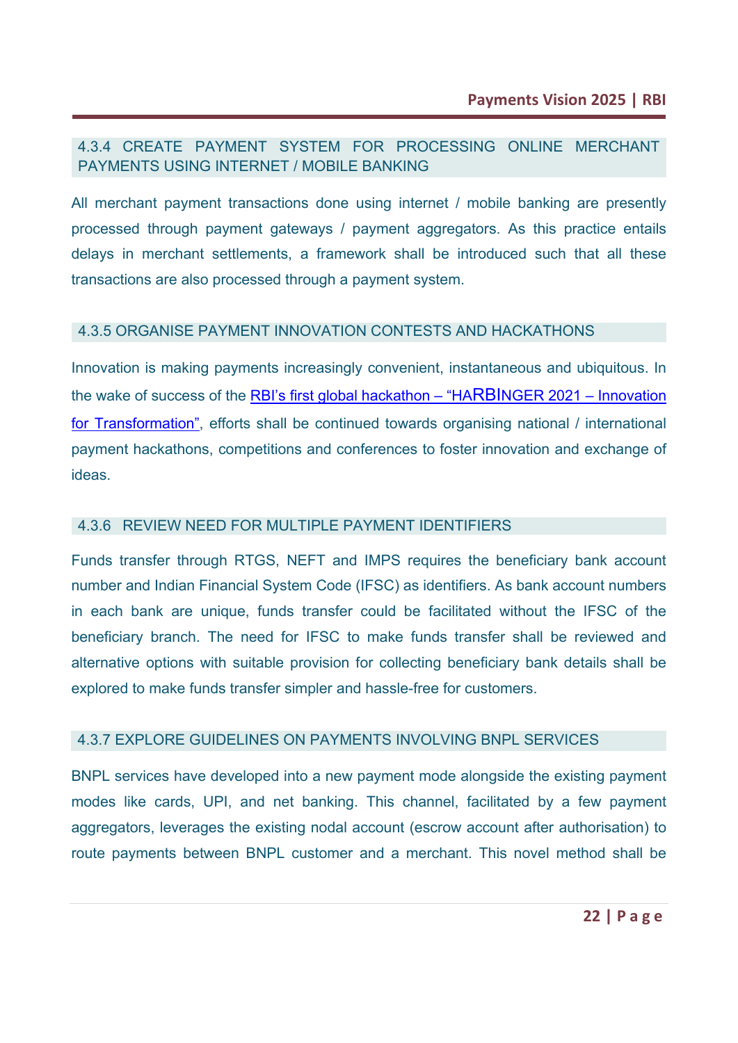#### 4.3.4 CREATE PAYMENT SYSTEM FOR PROCESSING ONLINE MERCHANT PAYMENTS USING INTERNET / MOBILE BANKING

All merchant payment transactions done using internet / mobile banking are presently processed through payment gateways / payment aggregators. As this practice entails delays in merchant settlements, a framework shall be introduced such that all these transactions are also processed through a payment system.

#### 4.3.5 ORGANISE PAYMENT INNOVATION CONTESTS AND HACKATHONS

Innovation is making payments increasingly convenient, instantaneous and ubiquitous. In the wake of success of the RBI's first global hackathon – "HARBINGER 2021 – Innovation for Transformation", efforts shall be continued towards organising national / international payment hackathons, competitions and conferences to foster innovation and exchange of ideas.

#### 4.3.6 REVIEW NEED FOR MULTIPLE PAYMENT IDENTIFIERS

Funds transfer through RTGS, NEFT and IMPS requires the beneficiary bank account number and Indian Financial System Code (IFSC) as identifiers. As bank account numbers in each bank are unique, funds transfer could be facilitated without the IFSC of the beneficiary branch. The need for IFSC to make funds transfer shall be reviewed and alternative options with suitable provision for collecting beneficiary bank details shall be explored to make funds transfer simpler and hassle-free for customers.

#### 4.3.7 EXPLORE GUIDELINES ON PAYMENTS INVOLVING BNPL SERVICES

BNPL services have developed into a new payment mode alongside the existing payment modes like cards, UPI, and net banking. This channel, facilitated by a few payment aggregators, leverages the existing nodal account (escrow account after authorisation) to route payments between BNPL customer and a merchant. This novel method shall be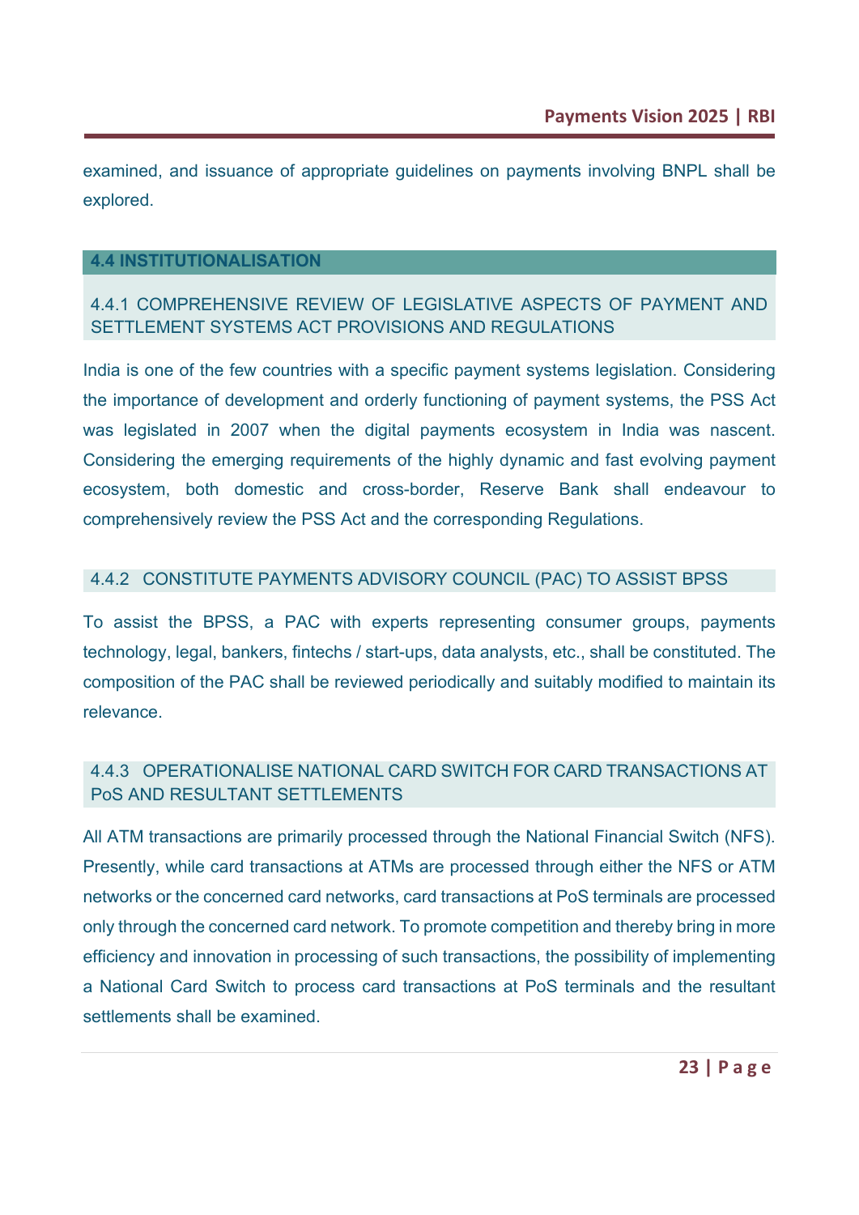examined, and issuance of appropriate guidelines on payments involving BNPL shall be explored.

## 4.4 INSTITUTIONALISATION

### 4.4.1 COMPREHENSIVE REVIEW OF LEGISLATIVE ASPECTS OF PAYMENT AND SETTLEMENT SYSTEMS ACT PROVISIONS AND REGULATIONS

India is one of the few countries with a specific payment systems legislation. Considering the importance of development and orderly functioning of payment systems, the PSS Act was legislated in 2007 when the digital payments ecosystem in India was nascent. Considering the emerging requirements of the highly dynamic and fast evolving payment ecosystem, both domestic and cross-border, Reserve Bank shall endeavour to comprehensively review the PSS Act and the corresponding Regulations.

### 4.4.2 CONSTITUTE PAYMENTS ADVISORY COUNCIL (PAC) TO ASSIST BPSS

To assist the BPSS, a PAC with experts representing consumer groups, payments technology, legal, bankers, fintechs / start-ups, data analysts, etc., shall be constituted. The composition of the PAC shall be reviewed periodically and suitably modified to maintain its relevance.

### 4.4.3 OPERATIONALISE NATIONAL CARD SWITCH FOR CARD TRANSACTIONS AT PoS AND RESULTANT SETTLEMENTS

All ATM transactions are primarily processed through the National Financial Switch (NFS). Presently, while card transactions at ATMs are processed through either the NFS or ATM networks or the concerned card networks, card transactions at PoS terminals are processed only through the concerned card network. To promote competition and thereby bring in more efficiency and innovation in processing of such transactions, the possibility of implementing a National Card Switch to process card transactions at PoS terminals and the resultant settlements shall be examined.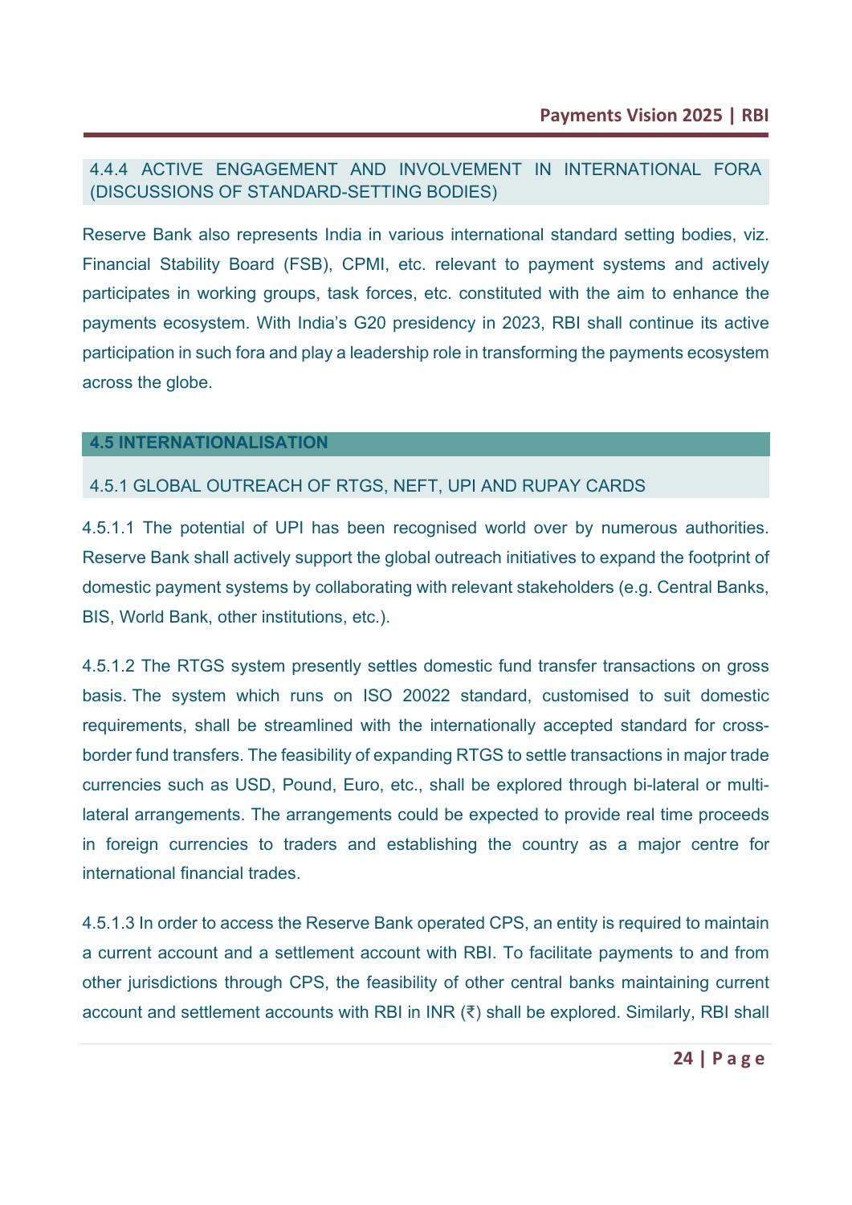### 4.4.4 ACTIVE ENGAGEMENT AND INVOLVEMENT IN INTERNATIONAL FORA (DISCUSSIONS OF STANDARD-SETTING BODIES)

Reserve Bank also represents India in various international standard setting bodies, viz. Financial Stability Board (FSB), CPMI, etc. relevant to payment systems and actively participates in working groups, task forces, etc. constituted with the aim to enhance the payments ecosystem. With India's G20 presidency in 2023, RBI shall continue its active participation in such fora and play a leadership role in transforming the payments ecosystem across the globe.

## 4.5 INTERNATIONALISATION

### 4.5.1 GLOBAL OUTREACH OF RTGS, NEFT, UPI AND RUPAY CARDS

4.5.1.1 The potential of UPI has been recognised world over by numerous authorities. Reserve Bank shall actively support the global outreach initiatives to expand the footprint of domestic payment systems by collaborating with relevant stakeholders (e.g. Central Banks, BIS, World Bank, other institutions, etc.).

4.5.1.2 The RTGS system presently settles domestic fund transfer transactions on gross basis. The system which runs on ISO 20022 standard, customised to suit domestic requirements, shall be streamlined with the internationally accepted standard for cross-border fund transfers. The feasibility of expanding RTGS to settle transactions in major trade currencies such as USD, Pound, Euro, etc., shall be explored through bi-lateral or multi-lateral arrangements. The arrangements could be expected to provide real time proceeds in foreign currencies to traders and establishing the country as a major centre for international financial trades.

4.5.1.3 In order to access the Reserve Bank operated CPS, an entity is required to maintain a current account and a settlement account with RBI. To facilitate payments to and from other jurisdictions through CPS, the feasibility of other central banks maintaining current account and settlement accounts with RBI in INR (₹) shall be explored. Similarly, RBI shall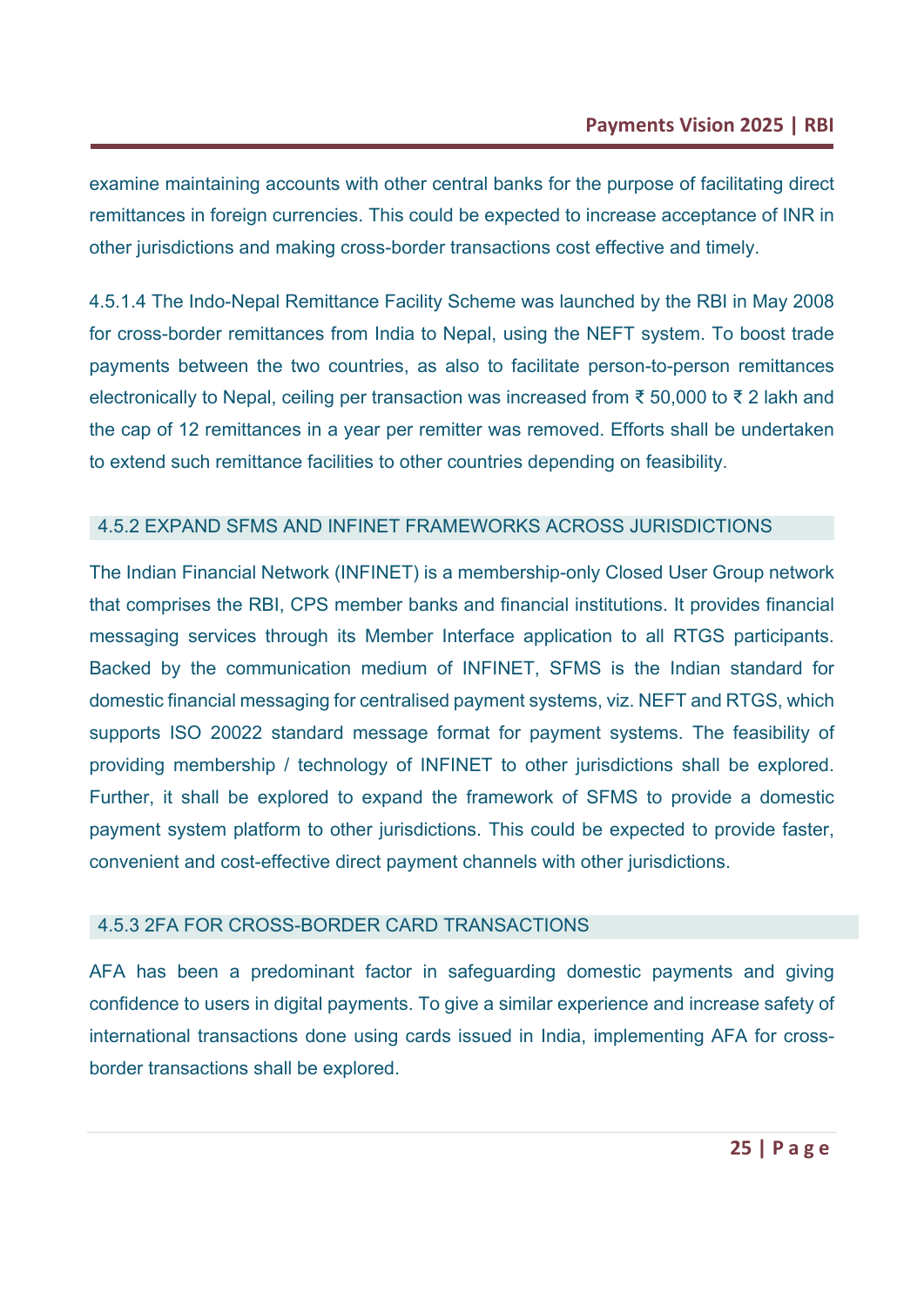examine maintaining accounts with other central banks for the purpose of facilitating direct remittances in foreign currencies. This could be expected to increase acceptance of INR in other jurisdictions and making cross-border transactions cost effective and timely.

4.5.1.4 The Indo-Nepal Remittance Facility Scheme was launched by the RBI in May 2008 for cross-border remittances from India to Nepal, using the NEFT system. To boost trade payments between the two countries, as also to facilitate person-to-person remittances electronically to Nepal, ceiling per transaction was increased from ₹ 50,000 to ₹ 2 lakh and the cap of 12 remittances in a year per remitter was removed. Efforts shall be undertaken to extend such remittance facilities to other countries depending on feasibility.

### 4.5.2 EXPAND SFMS AND INFINET FRAMEWORKS ACROSS JURISDICTIONS

The Indian Financial Network (INFINET) is a membership-only Closed User Group network that comprises the RBI, CPS member banks and financial institutions. It provides financial messaging services through its Member Interface application to all RTGS participants. Backed by the communication medium of INFINET, SFMS is the Indian standard for domestic financial messaging for centralised payment systems, viz. NEFT and RTGS, which supports ISO 20022 standard message format for payment systems. The feasibility of providing membership / technology of INFINET to other jurisdictions shall be explored. Further, it shall be explored to expand the framework of SFMS to provide a domestic payment system platform to other jurisdictions. This could be expected to provide faster, convenient and cost-effective direct payment channels with other jurisdictions.

### 4.5.3 2FA FOR CROSS-BORDER CARD TRANSACTIONS

AFA has been a predominant factor in safeguarding domestic payments and giving confidence to users in digital payments. To give a similar experience and increase safety of international transactions done using cards issued in India, implementing AFA for cross-border transactions shall be explored.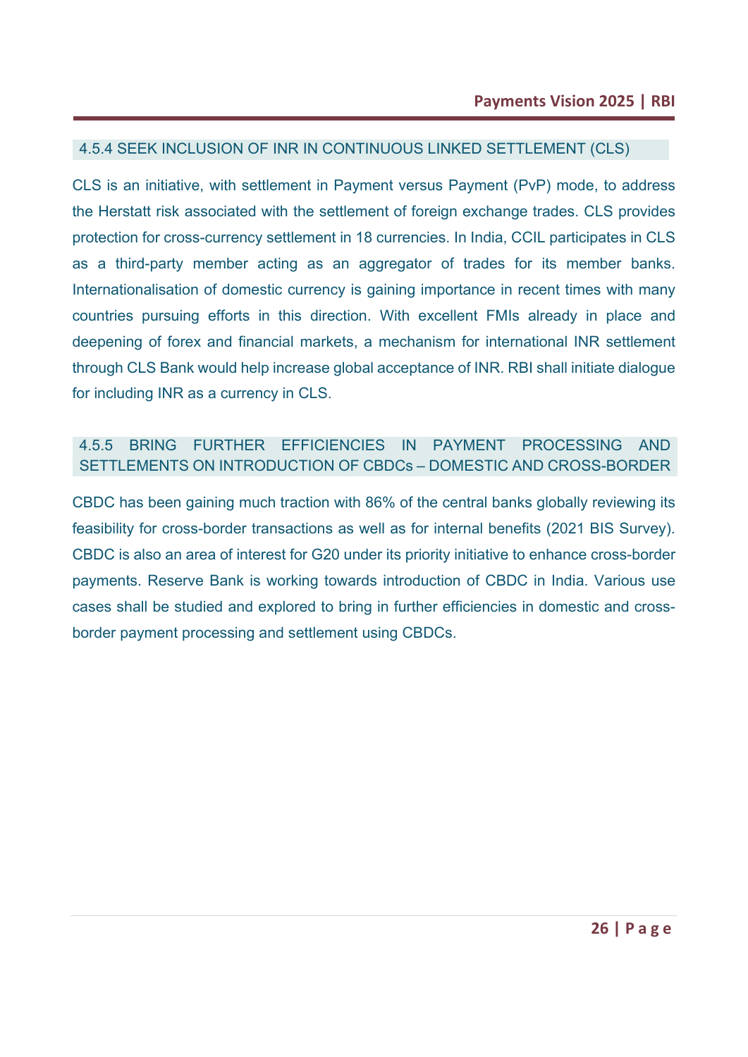### 4.5.4 SEEK INCLUSION OF INR IN CONTINUOUS LINKED SETTLEMENT (CLS)

CLS is an initiative, with settlement in Payment versus Payment (PvP) mode, to address the Herstatt risk associated with the settlement of foreign exchange trades. CLS provides protection for cross-currency settlement in 18 currencies. In India, CCIL participates in CLS as a third-party member acting as an aggregator of trades for its member banks. Internationalisation of domestic currency is gaining importance in recent times with many countries pursuing efforts in this direction. With excellent FMIs already in place and deepening of forex and financial markets, a mechanism for international INR settlement through CLS Bank would help increase global acceptance of INR. RBI shall initiate dialogue for including INR as a currency in CLS.

### 4.5.5 BRING FURTHER EFFICIENCIES IN PAYMENT PROCESSING AND SETTLEMENTS ON INTRODUCTION OF CBDCs – DOMESTIC AND CROSS-BORDER

CBDC has been gaining much traction with 86% of the central banks globally reviewing its feasibility for cross-border transactions as well as for internal benefits (2021 BIS Survey). CBDC is also an area of interest for G20 under its priority initiative to enhance cross-border payments. Reserve Bank is working towards introduction of CBDC in India. Various use cases shall be studied and explored to bring in further efficiencies in domestic and cross-border payment processing and settlement using CBDCs.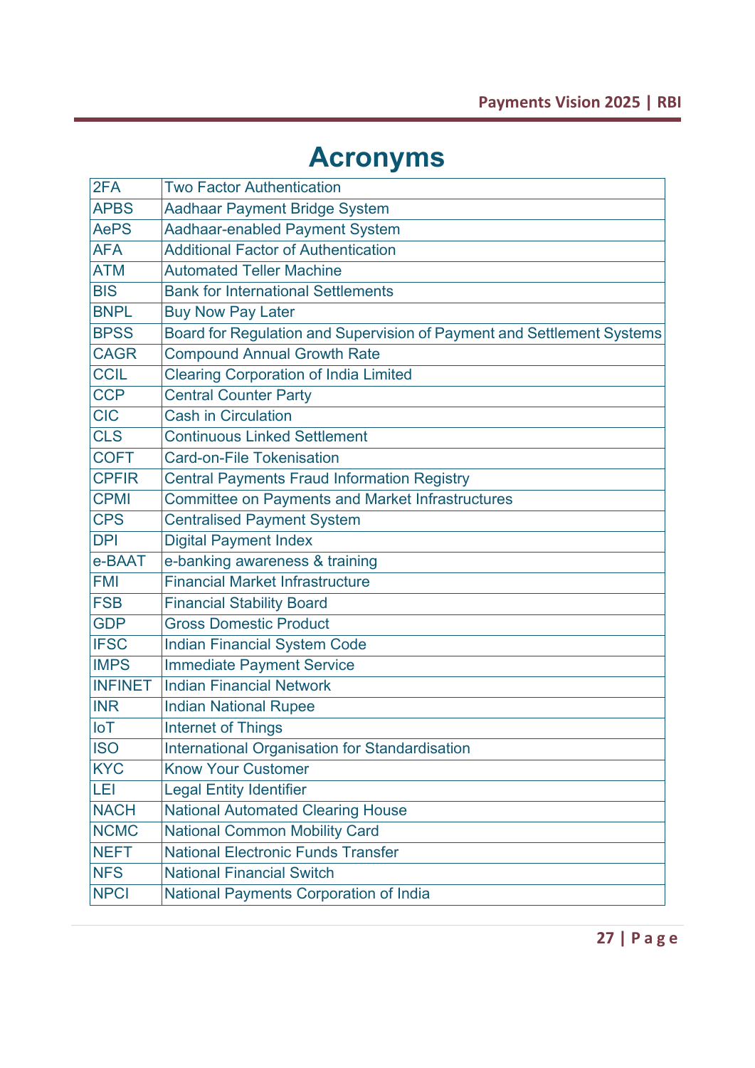# Acronyms

| | |
|---|---|
| 2FA | Two Factor Authentication |
| APBS | Aadhaar Payment Bridge System |
| AePS | Aadhaar-enabled Payment System |
| AFA | Additional Factor of Authentication |
| ATM | Automated Teller Machine |
| BIS | Bank for International Settlements |
| BNPL | Buy Now Pay Later |
| BPSS | Board for Regulation and Supervision of Payment and Settlement Systems |
| CAGR | Compound Annual Growth Rate |
| CCIL | Clearing Corporation of India Limited |
| CCP | Central Counter Party |
| CIC | Cash in Circulation |
| CLS | Continuous Linked Settlement |
| COFT | Card-on-File Tokenisation |
| CPFIR | Central Payments Fraud Information Registry |
| CPMI | Committee on Payments and Market Infrastructures |
| CPS | Centralised Payment System |
| DPI | Digital Payment Index |
| e-BAAT | e-banking awareness & training |
| FMI | Financial Market Infrastructure |
| FSB | Financial Stability Board |
| GDP | Gross Domestic Product |
| IFSC | Indian Financial System Code |
| IMPS | Immediate Payment Service |
| INFINET | Indian Financial Network |
| INR | Indian National Rupee |
| IoT | Internet of Things |
| ISO | International Organisation for Standardisation |
| KYC | Know Your Customer |
| LEI | Legal Entity Identifier |
| NACH | National Automated Clearing House |
| NCMC | National Common Mobility Card |
| NEFT | National Electronic Funds Transfer |
| NFS | National Financial Switch |
| NPCI | National Payments Corporation of India |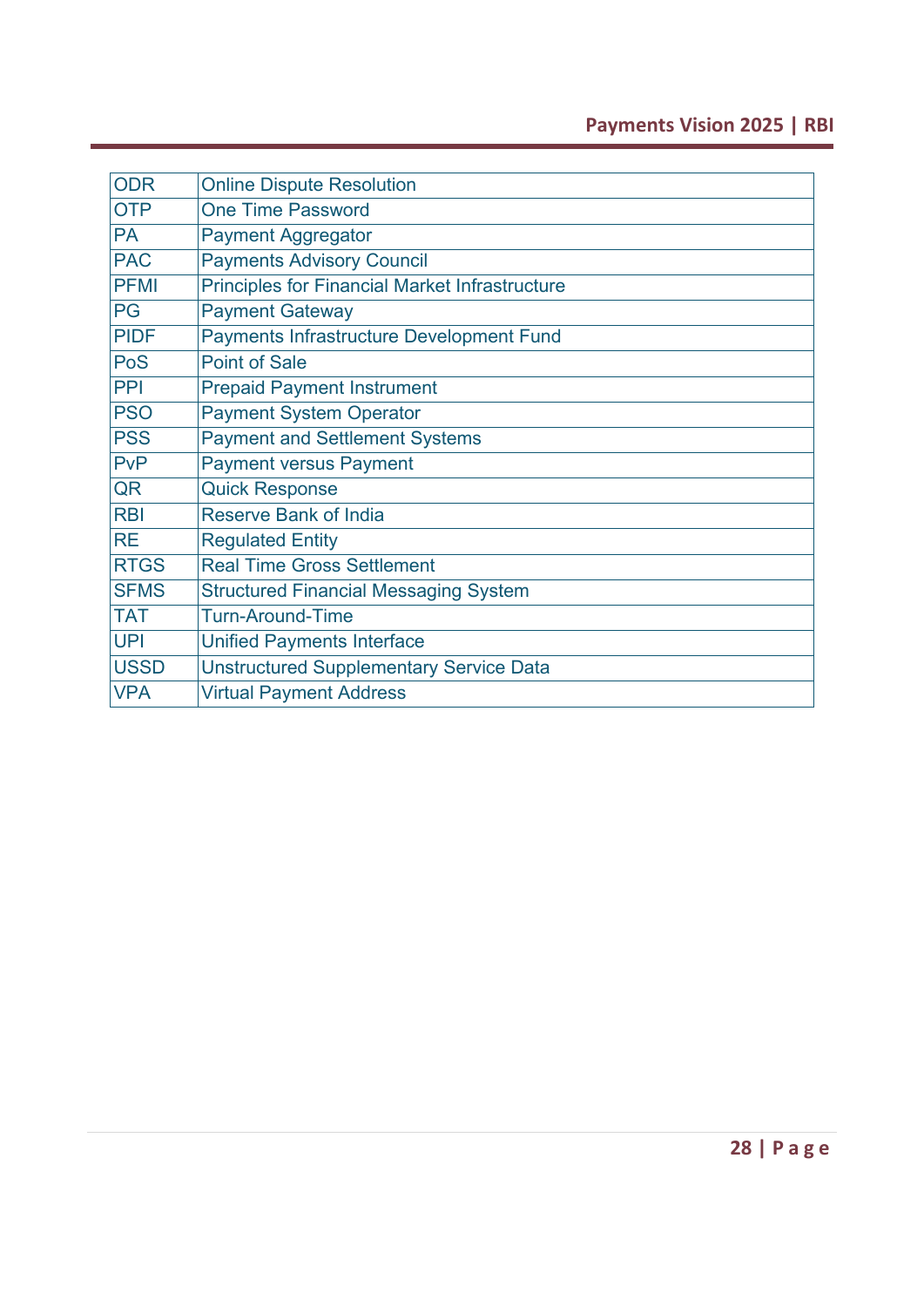| | |
|---|---|
| ODR | Online Dispute Resolution |
| OTP | One Time Password |
| PA | Payment Aggregator |
| PAC | Payments Advisory Council |
| PFMI | Principles for Financial Market Infrastructure |
| PG | Payment Gateway |
| PIDF | Payments Infrastructure Development Fund |
| PoS | Point of Sale |
| PPI | Prepaid Payment Instrument |
| PSO | Payment System Operator |
| PSS | Payment and Settlement Systems |
| PvP | Payment versus Payment |
| QR | Quick Response |
| RBI | Reserve Bank of India |
| RE | Regulated Entity |
| RTGS | Real Time Gross Settlement |
| SFMS | Structured Financial Messaging System |
| TAT | Turn-Around-Time |
| UPI | Unified Payments Interface |
| USSD | Unstructured Supplementary Service Data |
| VPA | Virtual Payment Address |